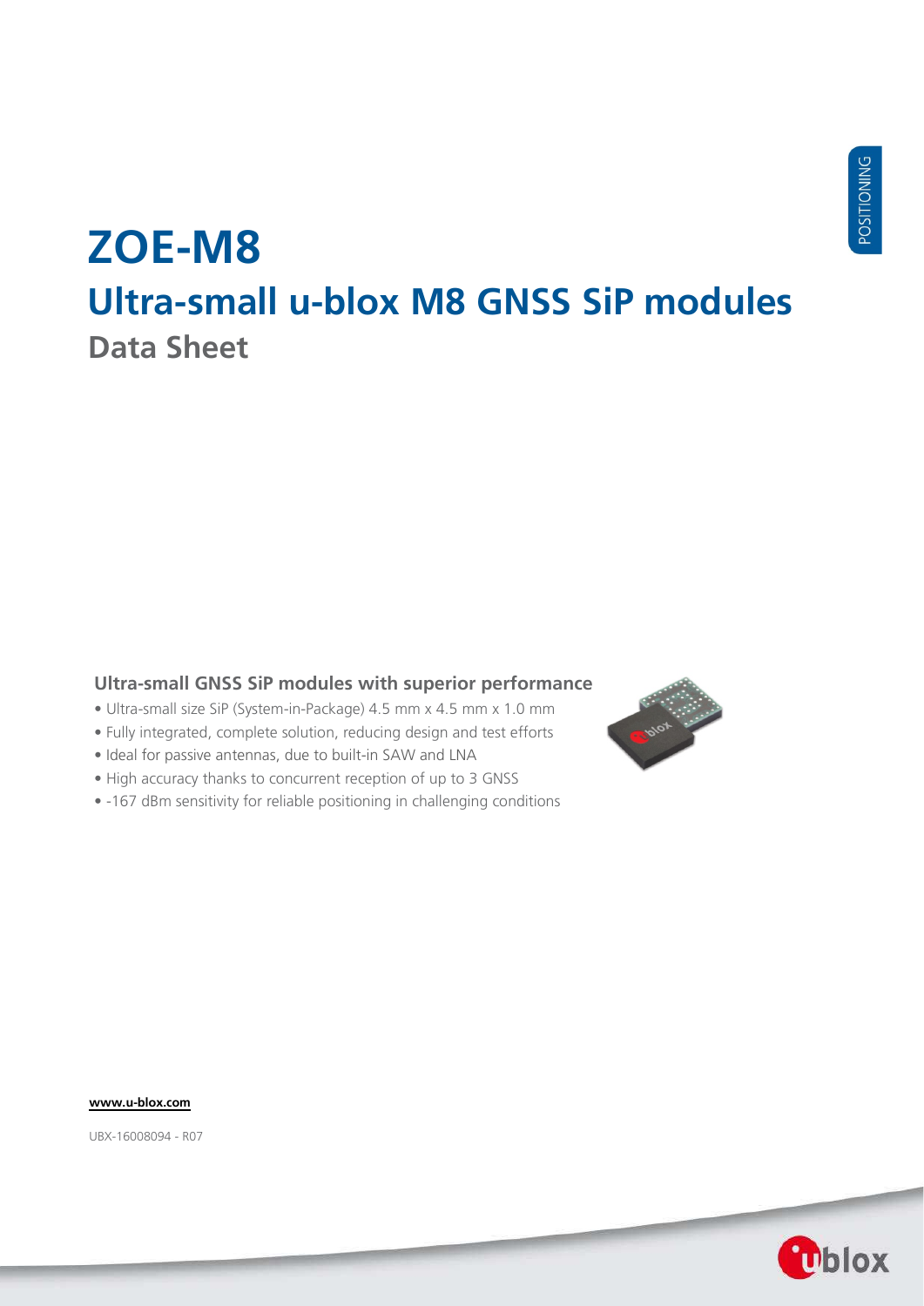POSITIONING

# ZOE-M8

## Ultra-small u-blox M8 GNSS SiP modules

### Data Sheet

**Ultra-small GNSS SiP modules with superior performance**

- Ultra-small size SiP (System-in-Package) 4.5 mm x 4.5 mm x 1.0 mm
- Fully integrated, complete solution, reducing design and test efforts
- Ideal for passive antennas, due to built-in SAW and LNA
- High accuracy thanks to concurrent reception of up to 3 GNSS
- -167 dBm sensitivity for reliable positioning in challenging conditions

**www.u-blox.com**

UBX-16008094 - R07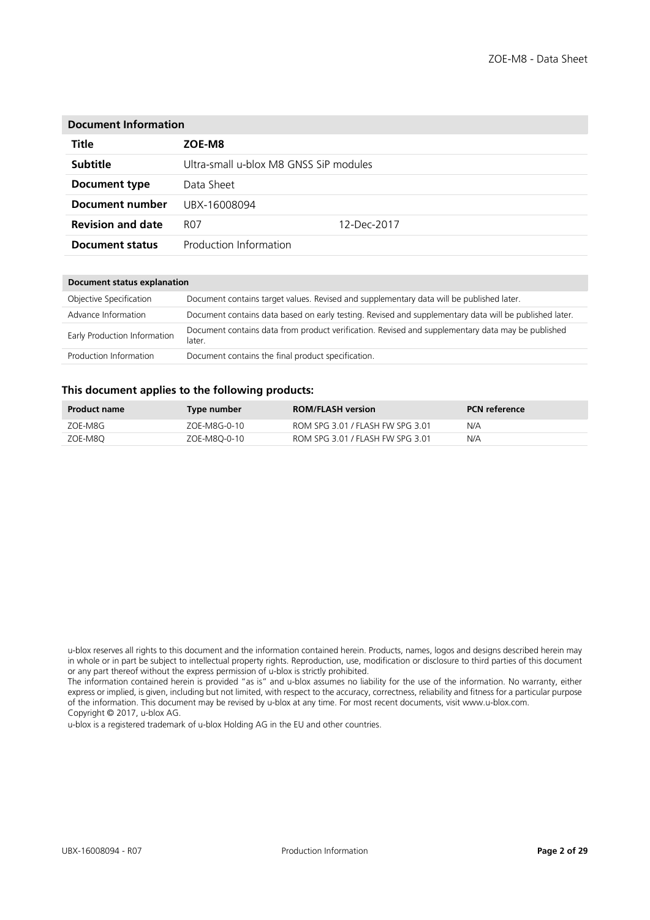| Document Information | | |
|---|---|---|
| **Title** | **ZOE-M8** | |
| **Subtitle** | Ultra-small u-blox M8 GNSS SiP modules | |
| **Document type** | Data Sheet | |
| **Document number** | UBX-16008094 | |
| **Revision and date** | R07 | 12-Dec-2017 |
| **Document status** | Production Information | |

| Document status explanation | |
|---|---|
| Objective Specification | Document contains target values. Revised and supplementary data will be published later. |
| Advance Information | Document contains data based on early testing. Revised and supplementary data will be published later. |
| Early Production Information | Document contains data from product verification. Revised and supplementary data may be published later. |
| Production Information | Document contains the final product specification. |

### This document applies to the following products:

| Product name | Type number | ROM/FLASH version | PCN reference |
|---|---|---|---|
| ZOE-M8G | ZOE-M8G-0-10 | ROM SPG 3.01 / FLASH FW SPG 3.01 | N/A |
| ZOE-M8Q | ZOE-M8Q-0-10 | ROM SPG 3.01 / FLASH FW SPG 3.01 | N/A |

u-blox reserves all rights to this document and the information contained herein. Products, names, logos and designs described herein may in whole or in part be subject to intellectual property rights. Reproduction, use, modification or disclosure to third parties of this document or any part thereof without the express permission of u-blox is strictly prohibited.
The information contained herein is provided "as is" and u-blox assumes no liability for the use of the information. No warranty, either express or implied, is given, including but not limited, with respect to the accuracy, correctness, reliability and fitness for a particular purpose of the information. This document may be revised by u-blox at any time. For most recent documents, visit www.u-blox.com.
Copyright © 2017, u-blox AG.
u-blox is a registered trademark of u-blox Holding AG in the EU and other countries.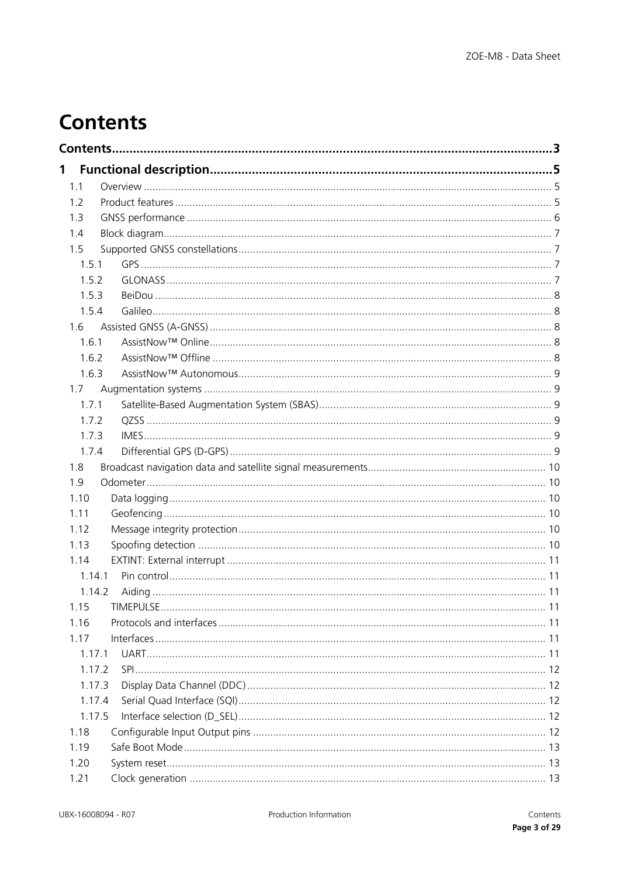# Contents

**Contents ........................................................................................................................ 3**

**1 Functional description ................................................................................................ 5**

1.1 Overview ........................................................................................................................ 5

1.2 Product features ............................................................................................................. 5

1.3 GNSS performance ......................................................................................................... 6

1.4 Block diagram.................................................................................................................. 7

1.5 Supported GNSS constellations ........................................................................................ 7

1.5.1 GPS ............................................................................................................................ 7

1.5.2 GLONASS ................................................................................................................... 7

1.5.3 BeiDou ....................................................................................................................... 8

1.5.4 Galileo ........................................................................................................................ 8

1.6 Assisted GNSS (A-GNSS) .................................................................................................. 8

1.6.1 AssistNow™ Online ..................................................................................................... 8

1.6.2 AssistNow™ Offline .................................................................................................... 8

1.6.3 AssistNow™ Autonomous ........................................................................................... 9

1.7 Augmentation systems .................................................................................................... 9

1.7.1 Satellite-Based Augmentation System (SBAS) ................................................................ 9

1.7.2 QZSS .......................................................................................................................... 9

1.7.3 IMES ........................................................................................................................... 9

1.7.4 Differential GPS (D-GPS) .............................................................................................. 9

1.8 Broadcast navigation data and satellite signal measurements ............................................ 10

1.9 Odometer ...................................................................................................................... 10

1.10 Data logging ................................................................................................................. 10

1.11 Geofencing ................................................................................................................... 10

1.12 Message integrity protection .......................................................................................... 10

1.13 Spoofing detection ........................................................................................................ 10

1.14 EXTINT: External interrupt ............................................................................................. 11

1.14.1 Pin control ................................................................................................................ 11

1.14.2 Aiding ...................................................................................................................... 11

1.15 TIMEPULSE .................................................................................................................... 11

1.16 Protocols and interfaces ................................................................................................. 11

1.17 Interfaces ...................................................................................................................... 11

1.17.1 UART ........................................................................................................................ 11

1.17.2 SPI ............................................................................................................................ 12

1.17.3 Display Data Channel (DDC) ...................................................................................... 12

1.17.4 Serial Quad Interface (SQI) ......................................................................................... 12

1.17.5 Interface selection (D_SEL) ......................................................................................... 12

1.18 Configurable Input Output pins ..................................................................................... 12

1.19 Safe Boot Mode ............................................................................................................. 13

1.20 System reset .................................................................................................................. 13

1.21 Clock generation .......................................................................................................... 13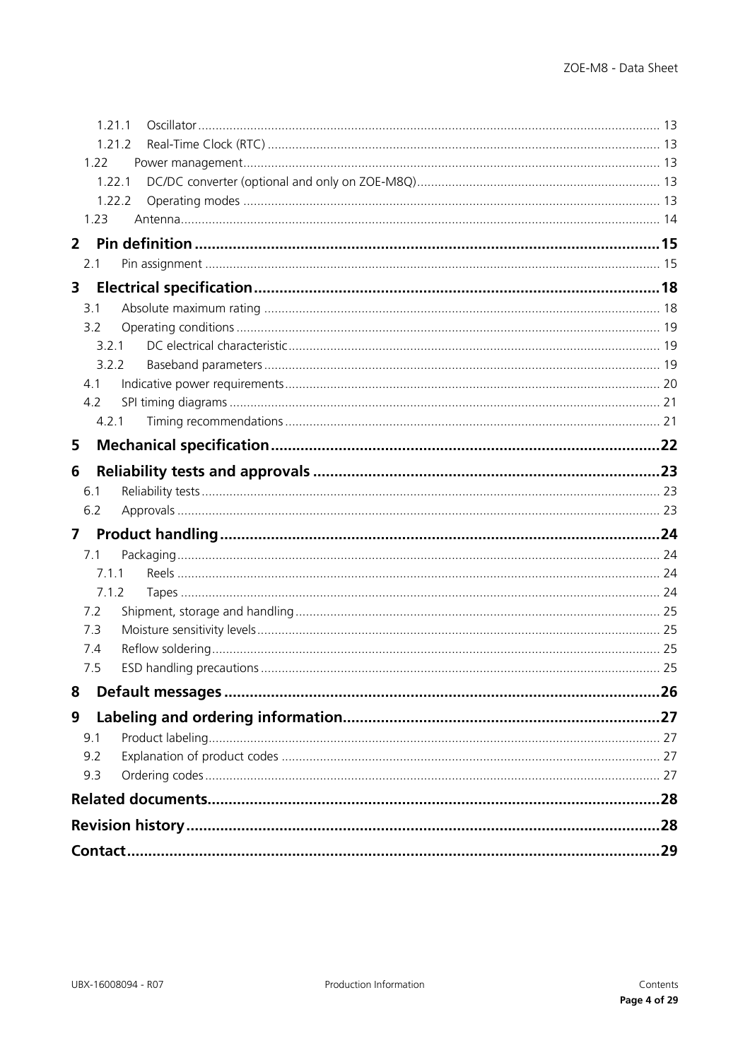1.21.1 Oscillator ........................................................................................................................ 13
1.21.2 Real-Time Clock (RTC) ............................................................................................................ 13
1.22 Power management ................................................................................................................ 13
1.22.1 DC/DC converter (optional and only on ZOE-M8Q) ..................................................................... 13
1.22.2 Operating modes ..................................................................................................................... 13
1.23 Antenna ................................................................................................................................ 14

**2 Pin definition ........................................................................................................ 15**

2.1 Pin assignment ........................................................................................................................ 15

**3 Electrical specification ........................................................................................ 18**

3.1 Absolute maximum rating ........................................................................................................ 18
3.2 Operating conditions ................................................................................................................ 19
3.2.1 DC electrical characteristic ..................................................................................................... 19
3.2.2 Baseband parameters ............................................................................................................ 19
4.1 Indicative power requirements .................................................................................................. 20
4.2 SPI timing diagrams .................................................................................................................. 21
4.2.1 Timing recommendations ....................................................................................................... 21

**5 Mechanical specification ...................................................................................... 22**

**6 Reliability tests and approvals ............................................................................ 23**

6.1 Reliability tests ......................................................................................................................... 23
6.2 Approvals ................................................................................................................................. 23

**7 Product handling ................................................................................................... 24**

7.1 Packaging ................................................................................................................................ 24
7.1.1 Reels ..................................................................................................................................... 24
7.1.2 Tapes .................................................................................................................................... 24
7.2 Shipment, storage and handling ................................................................................................ 25
7.3 Moisture sensitivity levels .......................................................................................................... 25
7.4 Reflow soldering ....................................................................................................................... 25
7.5 ESD handling precautions .......................................................................................................... 25

**8 Default messages .................................................................................................. 26**

**9 Labeling and ordering information ..................................................................... 27**

9.1 Product labeling ........................................................................................................................ 27
9.2 Explanation of product codes ..................................................................................................... 27
9.3 Ordering codes ......................................................................................................................... 27

**Related documents ................................................................................................... 28**

**Revision history ......................................................................................................... 28**

**Contact ....................................................................................................................... 29**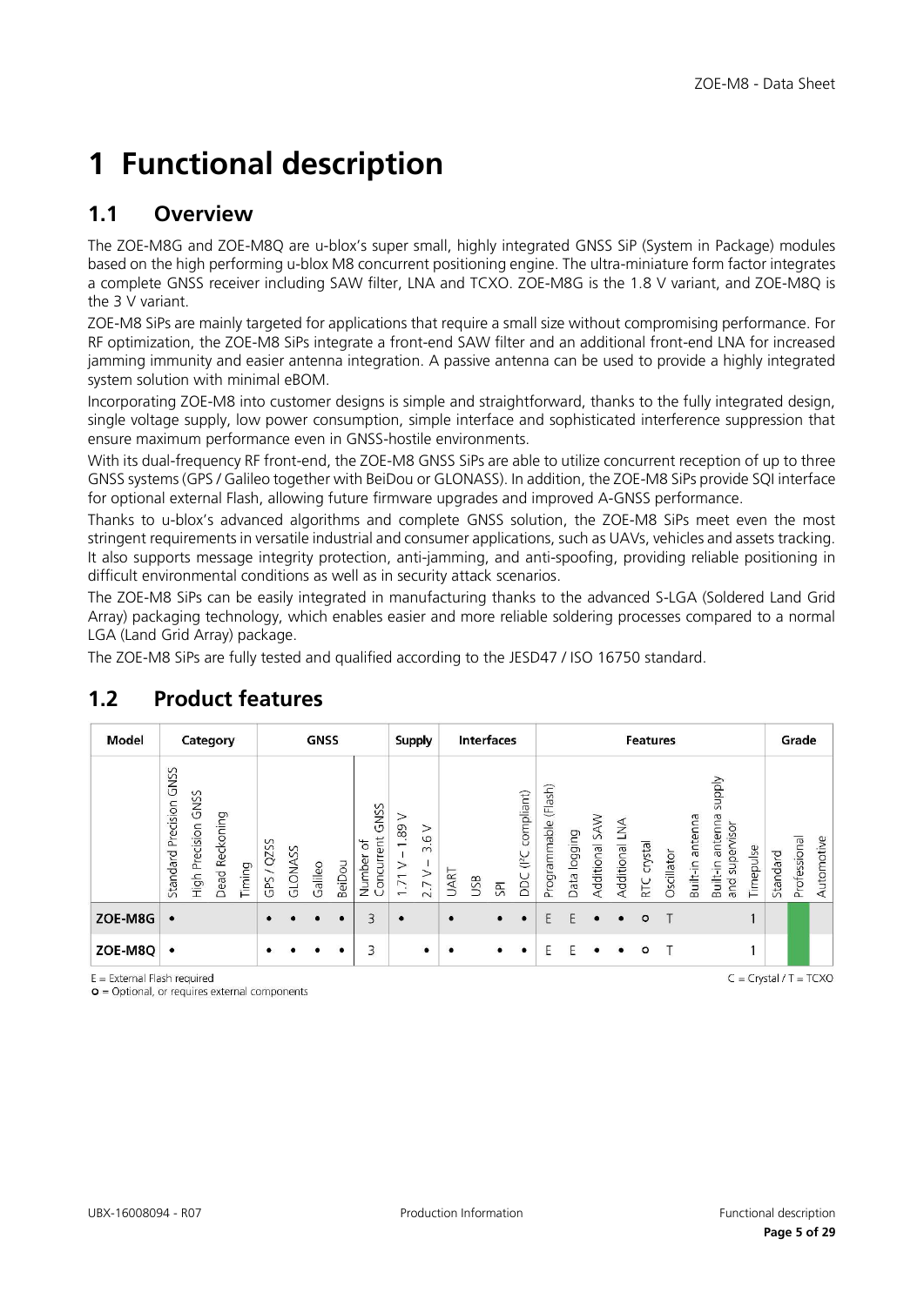# 1 Functional description

## 1.1 Overview

The ZOE-M8G and ZOE-M8Q are u-blox's super small, highly integrated GNSS SiP (System in Package) modules based on the high performing u-blox M8 concurrent positioning engine. The ultra-miniature form factor integrates a complete GNSS receiver including SAW filter, LNA and TCXO. ZOE-M8G is the 1.8 V variant, and ZOE-M8Q is the 3 V variant.

ZOE-M8 SiPs are mainly targeted for applications that require a small size without compromising performance. For RF optimization, the ZOE-M8 SiPs integrate a front-end SAW filter and an additional front-end LNA for increased jamming immunity and easier antenna integration. A passive antenna can be used to provide a highly integrated system solution with minimal eBOM.

Incorporating ZOE-M8 into customer designs is simple and straightforward, thanks to the fully integrated design, single voltage supply, low power consumption, simple interface and sophisticated interference suppression that ensure maximum performance even in GNSS-hostile environments.

With its dual-frequency RF front-end, the ZOE-M8 GNSS SiPs are able to utilize concurrent reception of up to three GNSS systems (GPS / Galileo together with BeiDou or GLONASS). In addition, the ZOE-M8 SiPs provide SQI interface for optional external Flash, allowing future firmware upgrades and improved A-GNSS performance.

Thanks to u-blox's advanced algorithms and complete GNSS solution, the ZOE-M8 SiPs meet even the most stringent requirements in versatile industrial and consumer applications, such as UAVs, vehicles and assets tracking. It also supports message integrity protection, anti-jamming, and anti-spoofing, providing reliable positioning in difficult environmental conditions as well as in security attack scenarios.

The ZOE-M8 SiPs can be easily integrated in manufacturing thanks to the advanced S-LGA (Soldered Land Grid Array) packaging technology, which enables easier and more reliable soldering processes compared to a normal LGA (Land Grid Array) package.

The ZOE-M8 SiPs are fully tested and qualified according to the JESD47 / ISO 16750 standard.

## 1.2 Product features

| Model | Category | | | | GNSS | | | | | Supply | | Interfaces | | | | Features | | | | | | | | | Grade | | |
|---|---|---|---|---|---|---|---|---|---|---|---|---|---|---|---|---|---|---|---|---|---|---|---|---|---|---|---|
| | Standard Precision GNSS | High Precision GNSS | Dead Reckoning | Timing | GPS / QZSS | GLONASS | Galileo | BeiDou | Number of Concurrent GNSS | 1.71 V – 1.89 V | 2.7 V – 3.6 V | UART | USB | SPI | DDC (I²C compliant) | Programmable (Flash) | Data logging | Additional SAW | Additional LNA | RTC crystal | Oscillator | Built-in antenna | Built-in antenna supply and supervisor | Timepulse | Standard | Professional | Automotive |
| **ZOE-M8G** | • | | | | • | • | • | • | 3 | • | | • | | • | • | E | E | • | • | o | T | | | 1 | | • | |
| **ZOE-M8Q** | • | | | | • | • | • | • | 3 | | • | • | | • | • | E | E | • | • | o | T | | | 1 | | • | |

E = External Flash required
o = Optional, or requires external components

C = Crystal / T = TCXO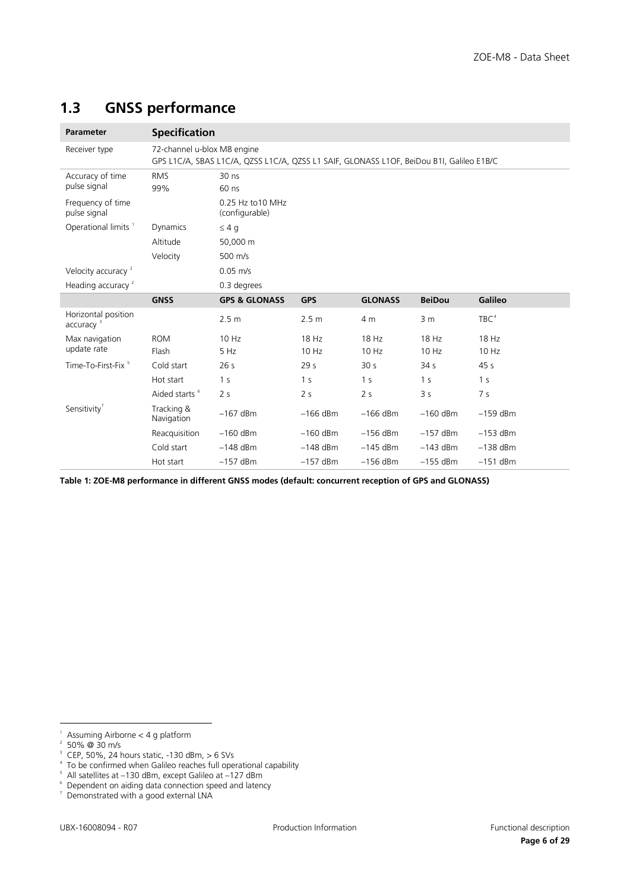## 1.3 GNSS performance

| Parameter | Specification | | | | | |
|---|---|---|---|---|---|---|
| Receiver type | 72-channel u-blox M8 engine<br>GPS L1C/A, SBAS L1C/A, QZSS L1C/A, QZSS L1 SAIF, GLONASS L1OF, BeiDou B1I, Galileo E1B/C | | | | | |
| Accuracy of time pulse signal | RMS<br>99% | 30 ns<br>60 ns | | | | |
| Frequency of time pulse signal | | 0.25 Hz to10 MHz (configurable) | | | | |
| Operational limits [1] | Dynamics | ≤ 4 g | | | | |
| | Altitude | 50,000 m | | | | |
| | Velocity | 500 m/s | | | | |
| Velocity accuracy [2] | | 0.05 m/s | | | | |
| Heading accuracy [2] | | 0.3 degrees | | | | |
| | **GNSS** | **GPS & GLONASS** | **GPS** | **GLONASS** | **BeiDou** | **Galileo** |
| Horizontal position accuracy [3] | | 2.5 m | 2.5 m | 4 m | 3 m | TBC[4] |
| Max navigation update rate | ROM<br>Flash | 10 Hz<br>5 Hz | 18 Hz<br>10 Hz | 18 Hz<br>10 Hz | 18 Hz<br>10 Hz | 18 Hz<br>10 Hz |
| Time-To-First-Fix [5] | Cold start | 26 s | 29 s | 30 s | 34 s | 45 s |
| | Hot start | 1 s | 1 s | 1 s | 1 s | 1 s |
| | Aided starts [6] | 2 s | 2 s | 2 s | 3 s | 7 s |
| Sensitivity[7] | Tracking & Navigation | –167 dBm | –166 dBm | –166 dBm | –160 dBm | –159 dBm |
| | Reacquisition | –160 dBm | –160 dBm | –156 dBm | –157 dBm | –153 dBm |
| | Cold start | –148 dBm | –148 dBm | –145 dBm | –143 dBm | –138 dBm |
| | Hot start | –157 dBm | –157 dBm | –156 dBm | –155 dBm | –151 dBm |

**Table 1: ZOE-M8 performance in different GNSS modes (default: concurrent reception of GPS and GLONASS)**

[1] Assuming Airborne < 4 g platform

[2] 50% @ 30 m/s

[3] CEP, 50%, 24 hours static, -130 dBm, > 6 SVs

[4] To be confirmed when Galileo reaches full operational capability

[5] All satellites at –130 dBm, except Galileo at –127 dBm

[6] Dependent on aiding data connection speed and latency

[7] Demonstrated with a good external LNA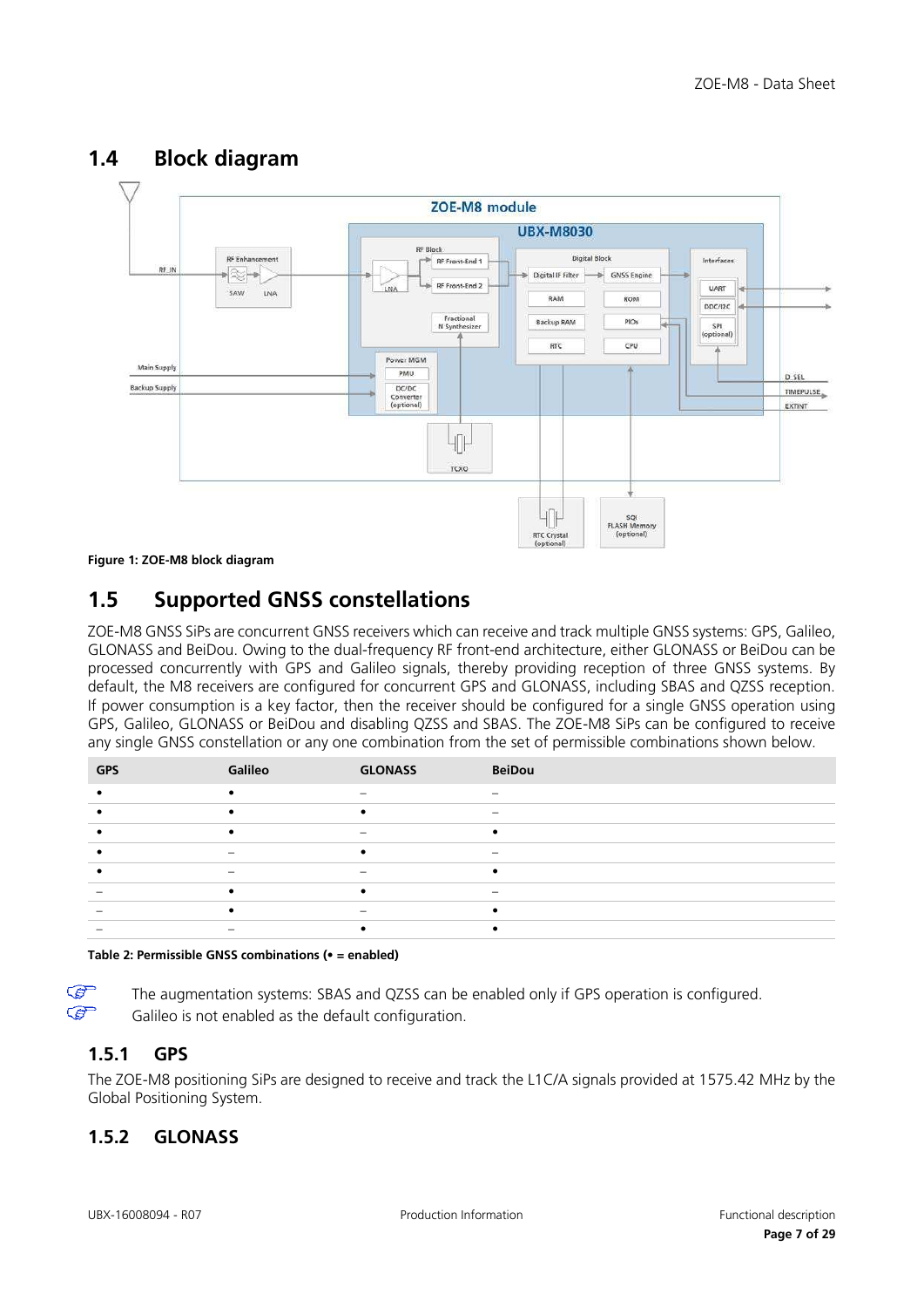## 1.4 Block diagram

ZOE-M8 module

UBX-M8030

RF_IN

RF Enhancement

SAW

LNA

RF Block

LNA

RF Front-End 1

RF Front-End 2

Fractional N Synthesizer

Digital Block

Digital IF Filter

GNSS Engine

RAM

ROM

Backup RAM

PIOs

RTC

CPU

Interfaces

UART

DDC/I2C

SPI (optional)

Main Supply

Backup Supply

Power MGM

PMU

DC/DC Converter (optional)

TCXO

D_SEL

TIMEPULSE

EXTINT

RTC Crystal (optional)

SQI FLASH Memory (optional)

**Figure 1: ZOE-M8 block diagram**

## 1.5 Supported GNSS constellations

ZOE-M8 GNSS SiPs are concurrent GNSS receivers which can receive and track multiple GNSS systems: GPS, Galileo, GLONASS and BeiDou. Owing to the dual-frequency RF front-end architecture, either GLONASS or BeiDou can be processed concurrently with GPS and Galileo signals, thereby providing reception of three GNSS systems. By default, the M8 receivers are configured for concurrent GPS and GLONASS, including SBAS and QZSS reception. If power consumption is a key factor, then the receiver should be configured for a single GNSS operation using GPS, Galileo, GLONASS or BeiDou and disabling QZSS and SBAS. The ZOE-M8 SiPs can be configured to receive any single GNSS constellation or any one combination from the set of permissible combinations shown below.

| GPS | Galileo | GLONASS | BeiDou |
|---|---|---|---|
| • | • | – | – |
| • | • | • | – |
| • | • | – | • |
| • | – | • | – |
| • | – | – | • |
| – | • | • | – |
| – | • | – | • |
| – | – | • | • |

**Table 2: Permissible GNSS combinations (• = enabled)**

☞ The augmentation systems: SBAS and QZSS can be enabled only if GPS operation is configured.

☞ Galileo is not enabled as the default configuration.

### 1.5.1 GPS

The ZOE-M8 positioning SiPs are designed to receive and track the L1C/A signals provided at 1575.42 MHz by the Global Positioning System.

### 1.5.2 GLONASS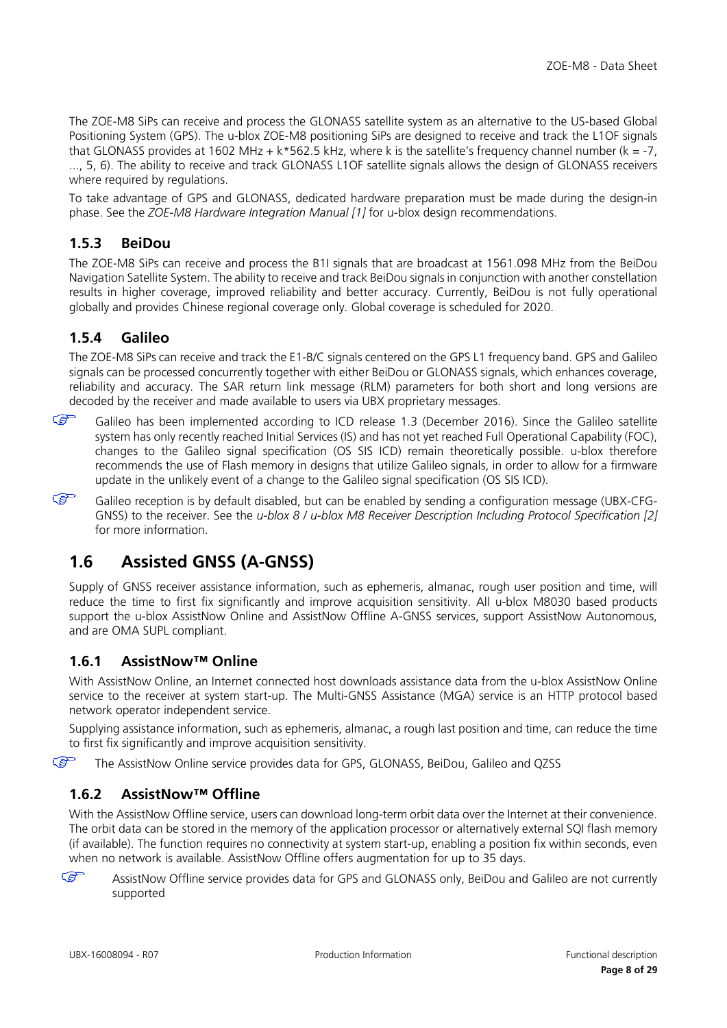The ZOE-M8 SiPs can receive and process the GLONASS satellite system as an alternative to the US-based Global Positioning System (GPS). The u-blox ZOE-M8 positioning SiPs are designed to receive and track the L1OF signals that GLONASS provides at 1602 MHz + k*562.5 kHz, where k is the satellite's frequency channel number (k = -7, ..., 5, 6). The ability to receive and track GLONASS L1OF satellite signals allows the design of GLONASS receivers where required by regulations.

To take advantage of GPS and GLONASS, dedicated hardware preparation must be made during the design-in phase. See the *ZOE-M8 Hardware Integration Manual [1]* for u-blox design recommendations.

### 1.5.3 BeiDou

The ZOE-M8 SiPs can receive and process the B1I signals that are broadcast at 1561.098 MHz from the BeiDou Navigation Satellite System. The ability to receive and track BeiDou signals in conjunction with another constellation results in higher coverage, improved reliability and better accuracy. Currently, BeiDou is not fully operational globally and provides Chinese regional coverage only. Global coverage is scheduled for 2020.

### 1.5.4 Galileo

The ZOE-M8 SiPs can receive and track the E1-B/C signals centered on the GPS L1 frequency band. GPS and Galileo signals can be processed concurrently together with either BeiDou or GLONASS signals, which enhances coverage, reliability and accuracy. The SAR return link message (RLM) parameters for both short and long versions are decoded by the receiver and made available to users via UBX proprietary messages.

☞ Galileo has been implemented according to ICD release 1.3 (December 2016). Since the Galileo satellite system has only recently reached Initial Services (IS) and has not yet reached Full Operational Capability (FOC), changes to the Galileo signal specification (OS SIS ICD) remain theoretically possible. u-blox therefore recommends the use of Flash memory in designs that utilize Galileo signals, in order to allow for a firmware update in the unlikely event of a change to the Galileo signal specification (OS SIS ICD).

☞ Galileo reception is by default disabled, but can be enabled by sending a configuration message (UBX-CFG-GNSS) to the receiver. See the *u-blox 8 / u-blox M8 Receiver Description Including Protocol Specification [2]* for more information.

## 1.6 Assisted GNSS (A-GNSS)

Supply of GNSS receiver assistance information, such as ephemeris, almanac, rough user position and time, will reduce the time to first fix significantly and improve acquisition sensitivity. All u-blox M8030 based products support the u-blox AssistNow Online and AssistNow Offline A-GNSS services, support AssistNow Autonomous, and are OMA SUPL compliant.

### 1.6.1 AssistNow™ Online

With AssistNow Online, an Internet connected host downloads assistance data from the u-blox AssistNow Online service to the receiver at system start-up. The Multi-GNSS Assistance (MGA) service is an HTTP protocol based network operator independent service.

Supplying assistance information, such as ephemeris, almanac, a rough last position and time, can reduce the time to first fix significantly and improve acquisition sensitivity.

☞ The AssistNow Online service provides data for GPS, GLONASS, BeiDou, Galileo and QZSS

### 1.6.2 AssistNow™ Offline

With the AssistNow Offline service, users can download long-term orbit data over the Internet at their convenience. The orbit data can be stored in the memory of the application processor or alternatively external SQI flash memory (if available). The function requires no connectivity at system start-up, enabling a position fix within seconds, even when no network is available. AssistNow Offline offers augmentation for up to 35 days.

☞ AssistNow Offline service provides data for GPS and GLONASS only, BeiDou and Galileo are not currently supported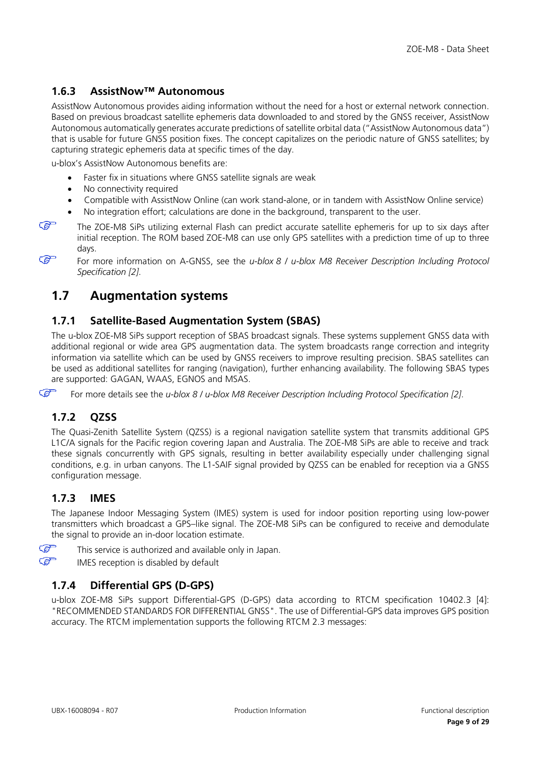### 1.6.3 AssistNow™ Autonomous

AssistNow Autonomous provides aiding information without the need for a host or external network connection. Based on previous broadcast satellite ephemeris data downloaded to and stored by the GNSS receiver, AssistNow Autonomous automatically generates accurate predictions of satellite orbital data ("AssistNow Autonomous data") that is usable for future GNSS position fixes. The concept capitalizes on the periodic nature of GNSS satellites; by capturing strategic ephemeris data at specific times of the day.

u-blox's AssistNow Autonomous benefits are:

- Faster fix in situations where GNSS satellite signals are weak
- No connectivity required
- Compatible with AssistNow Online (can work stand-alone, or in tandem with AssistNow Online service)
- No integration effort; calculations are done in the background, transparent to the user.

☞ The ZOE-M8 SiPs utilizing external Flash can predict accurate satellite ephemeris for up to six days after initial reception. The ROM based ZOE-M8 can use only GPS satellites with a prediction time of up to three days.

☞ For more information on A-GNSS, see the *u-blox 8 / u-blox M8 Receiver Description Including Protocol Specification [2].*

## 1.7 Augmentation systems

### 1.7.1 Satellite-Based Augmentation System (SBAS)

The u-blox ZOE-M8 SiPs support reception of SBAS broadcast signals. These systems supplement GNSS data with additional regional or wide area GPS augmentation data. The system broadcasts range correction and integrity information via satellite which can be used by GNSS receivers to improve resulting precision. SBAS satellites can be used as additional satellites for ranging (navigation), further enhancing availability. The following SBAS types are supported: GAGAN, WAAS, EGNOS and MSAS.

☞ For more details see the *u-blox 8 / u-blox M8 Receiver Description Including Protocol Specification [2]*.

### 1.7.2 QZSS

The Quasi-Zenith Satellite System (QZSS) is a regional navigation satellite system that transmits additional GPS L1C/A signals for the Pacific region covering Japan and Australia. The ZOE-M8 SiPs are able to receive and track these signals concurrently with GPS signals, resulting in better availability especially under challenging signal conditions, e.g. in urban canyons. The L1-SAIF signal provided by QZSS can be enabled for reception via a GNSS configuration message.

### 1.7.3 IMES

The Japanese Indoor Messaging System (IMES) system is used for indoor position reporting using low-power transmitters which broadcast a GPS–like signal. The ZOE-M8 SiPs can be configured to receive and demodulate the signal to provide an in-door location estimate.

☞ This service is authorized and available only in Japan.

☞ IMES reception is disabled by default

### 1.7.4 Differential GPS (D-GPS)

u-blox ZOE-M8 SiPs support Differential-GPS (D-GPS) data according to RTCM specification 10402.3 [4]: "RECOMMENDED STANDARDS FOR DIFFERENTIAL GNSS". The use of Differential-GPS data improves GPS position accuracy. The RTCM implementation supports the following RTCM 2.3 messages: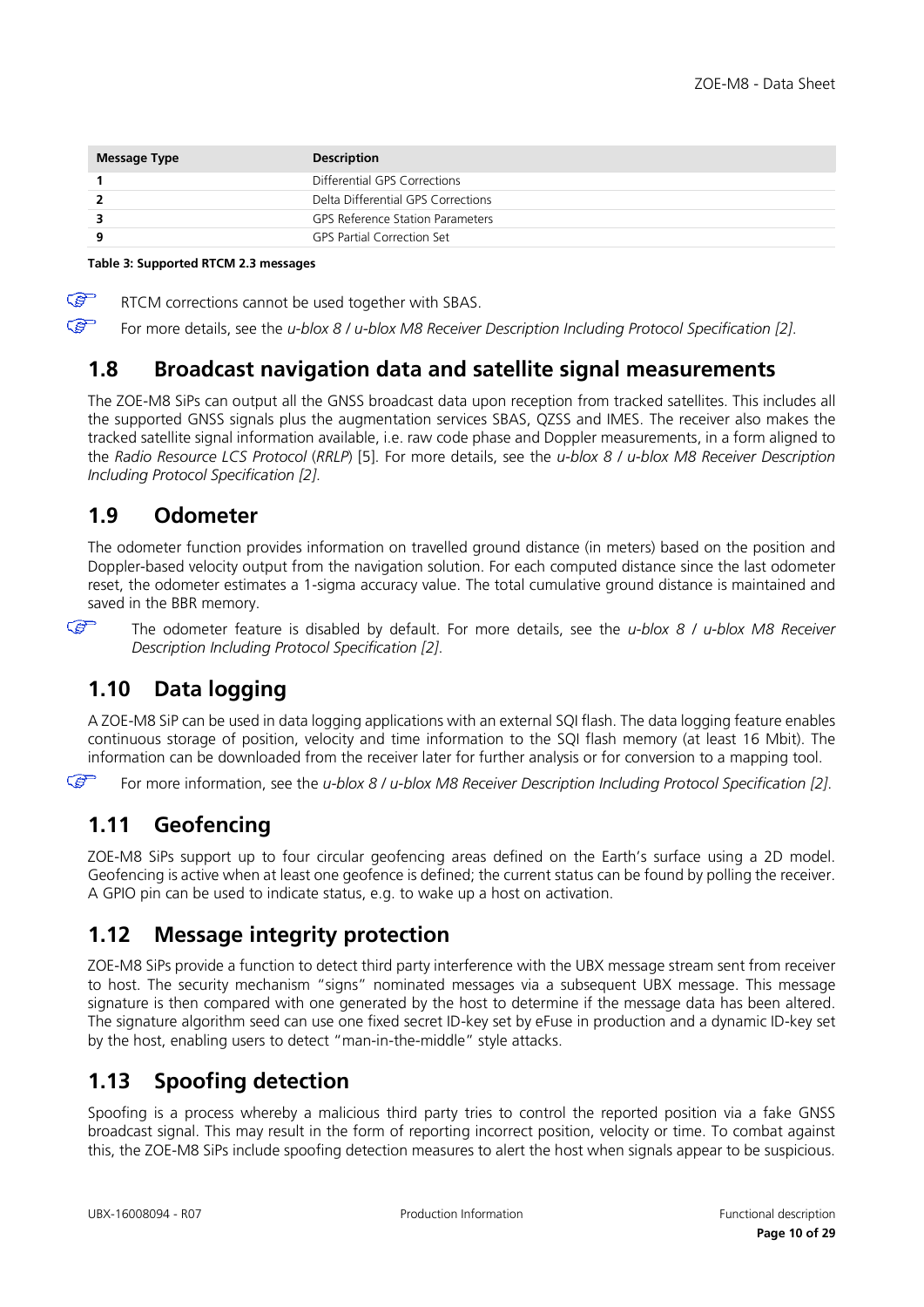| Message Type | Description |
|---|---|
| **1** | Differential GPS Corrections |
| **2** | Delta Differential GPS Corrections |
| **3** | GPS Reference Station Parameters |
| **9** | GPS Partial Correction Set |

**Table 3: Supported RTCM 2.3 messages**

☞ RTCM corrections cannot be used together with SBAS.

☞ For more details, see the *u-blox 8 / u-blox M8 Receiver Description Including Protocol Specification [2]*.

## 1.8 Broadcast navigation data and satellite signal measurements

The ZOE-M8 SiPs can output all the GNSS broadcast data upon reception from tracked satellites. This includes all the supported GNSS signals plus the augmentation services SBAS, QZSS and IMES. The receiver also makes the tracked satellite signal information available, i.e. raw code phase and Doppler measurements, in a form aligned to the *Radio Resource LCS Protocol* (*RRLP*) [5]. For more details, see the *u-blox 8 / u-blox M8 Receiver Description Including Protocol Specification [2]*.

## 1.9 Odometer

The odometer function provides information on travelled ground distance (in meters) based on the position and Doppler-based velocity output from the navigation solution. For each computed distance since the last odometer reset, the odometer estimates a 1-sigma accuracy value. The total cumulative ground distance is maintained and saved in the BBR memory.

☞ The odometer feature is disabled by default. For more details, see the *u-blox 8 / u-blox M8 Receiver Description Including Protocol Specification [2]*.

## 1.10 Data logging

A ZOE-M8 SiP can be used in data logging applications with an external SQI flash. The data logging feature enables continuous storage of position, velocity and time information to the SQI flash memory (at least 16 Mbit). The information can be downloaded from the receiver later for further analysis or for conversion to a mapping tool.

☞ For more information, see the *u-blox 8 / u-blox M8 Receiver Description Including Protocol Specification [2]*.

## 1.11 Geofencing

ZOE-M8 SiPs support up to four circular geofencing areas defined on the Earth's surface using a 2D model. Geofencing is active when at least one geofence is defined; the current status can be found by polling the receiver. A GPIO pin can be used to indicate status, e.g. to wake up a host on activation.

## 1.12 Message integrity protection

ZOE-M8 SiPs provide a function to detect third party interference with the UBX message stream sent from receiver to host. The security mechanism "signs" nominated messages via a subsequent UBX message. This message signature is then compared with one generated by the host to determine if the message data has been altered. The signature algorithm seed can use one fixed secret ID-key set by eFuse in production and a dynamic ID-key set by the host, enabling users to detect "man-in-the-middle" style attacks.

## 1.13 Spoofing detection

Spoofing is a process whereby a malicious third party tries to control the reported position via a fake GNSS broadcast signal. This may result in the form of reporting incorrect position, velocity or time. To combat against this, the ZOE-M8 SiPs include spoofing detection measures to alert the host when signals appear to be suspicious.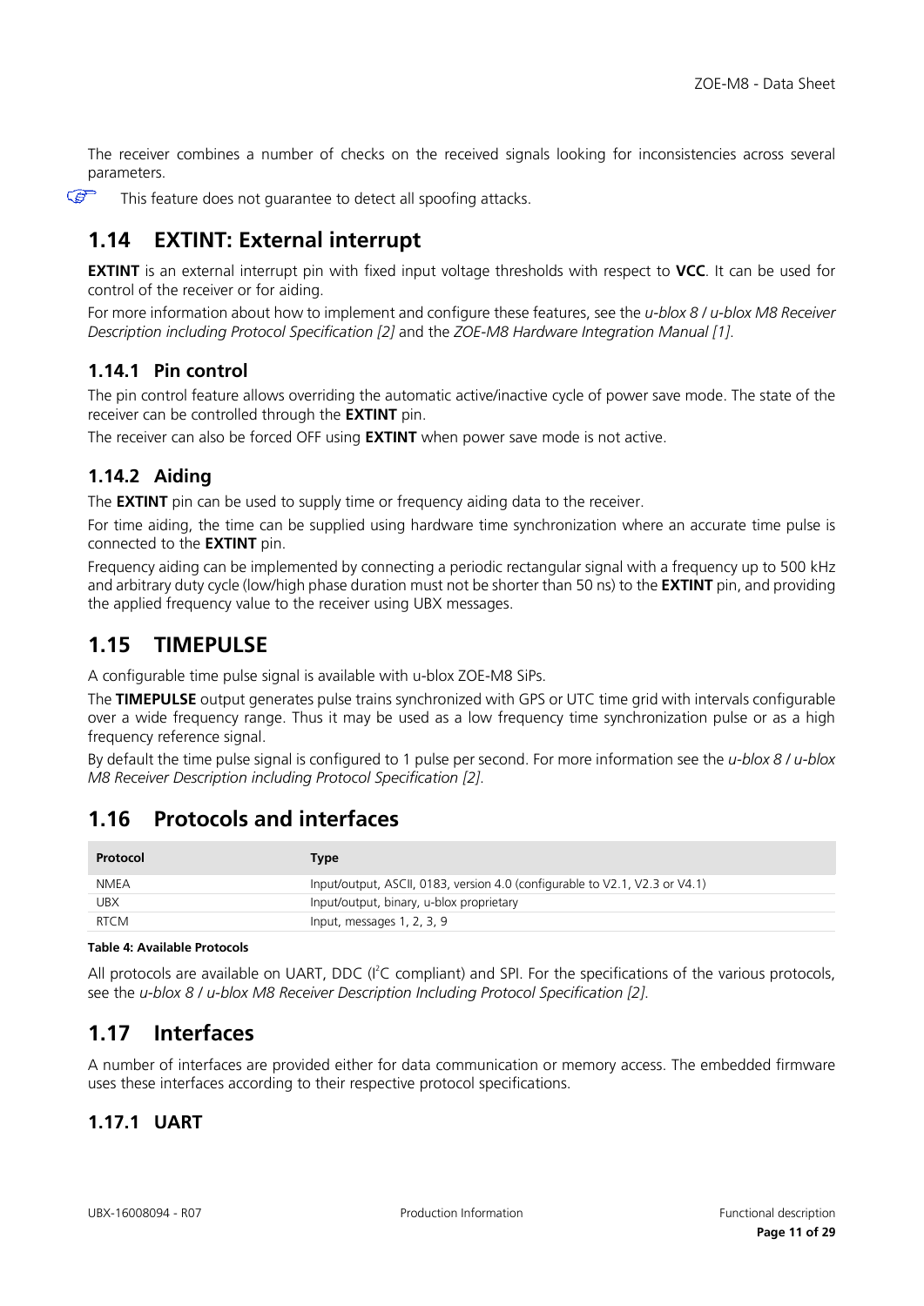The receiver combines a number of checks on the received signals looking for inconsistencies across several parameters.

☞ This feature does not guarantee to detect all spoofing attacks.

## 1.14 EXTINT: External interrupt

**EXTINT** is an external interrupt pin with fixed input voltage thresholds with respect to **VCC**. It can be used for control of the receiver or for aiding.

For more information about how to implement and configure these features, see the *u-blox 8 / u-blox M8 Receiver Description including Protocol Specification [2]* and the *ZOE-M8 Hardware Integration Manual [1]*.

### 1.14.1 Pin control

The pin control feature allows overriding the automatic active/inactive cycle of power save mode. The state of the receiver can be controlled through the **EXTINT** pin.

The receiver can also be forced OFF using **EXTINT** when power save mode is not active.

### 1.14.2 Aiding

The **EXTINT** pin can be used to supply time or frequency aiding data to the receiver.

For time aiding, the time can be supplied using hardware time synchronization where an accurate time pulse is connected to the **EXTINT** pin.

Frequency aiding can be implemented by connecting a periodic rectangular signal with a frequency up to 500 kHz and arbitrary duty cycle (low/high phase duration must not be shorter than 50 ns) to the **EXTINT** pin, and providing the applied frequency value to the receiver using UBX messages.

## 1.15 TIMEPULSE

A configurable time pulse signal is available with u-blox ZOE-M8 SiPs.

The **TIMEPULSE** output generates pulse trains synchronized with GPS or UTC time grid with intervals configurable over a wide frequency range. Thus it may be used as a low frequency time synchronization pulse or as a high frequency reference signal.

By default the time pulse signal is configured to 1 pulse per second. For more information see the *u-blox 8 / u-blox M8 Receiver Description including Protocol Specification [2]*.

## 1.16 Protocols and interfaces

| Protocol | Type |
|---|---|
| NMEA | Input/output, ASCII, 0183, version 4.0 (configurable to V2.1, V2.3 or V4.1) |
| UBX | Input/output, binary, u-blox proprietary |
| RTCM | Input, messages 1, 2, 3, 9 |

**Table 4: Available Protocols**

All protocols are available on UART, DDC ($I^2C$ compliant) and SPI. For the specifications of the various protocols, see the *u-blox 8 / u-blox M8 Receiver Description Including Protocol Specification [2]*.

## 1.17 Interfaces

A number of interfaces are provided either for data communication or memory access. The embedded firmware uses these interfaces according to their respective protocol specifications.

### 1.17.1 UART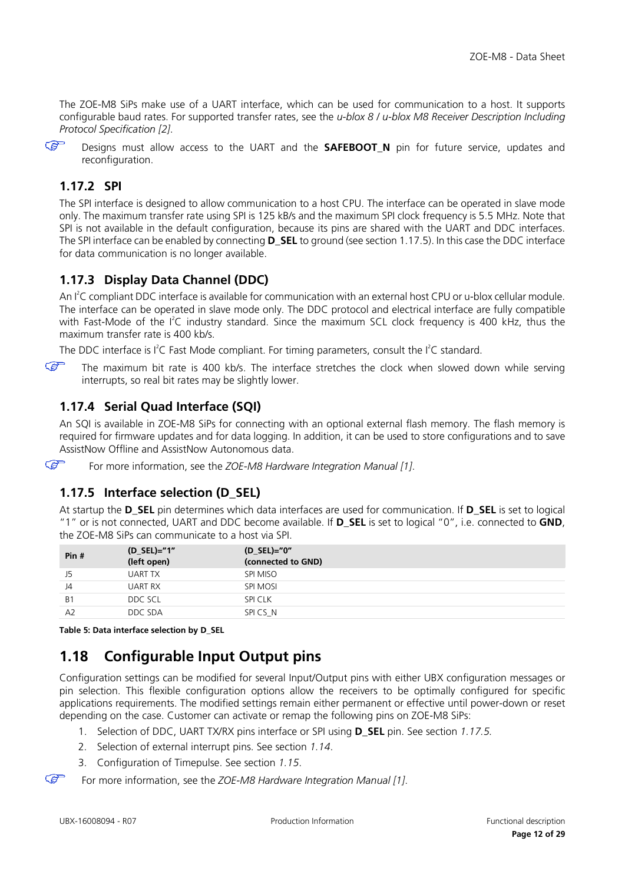The ZOE-M8 SiPs make use of a UART interface, which can be used for communication to a host. It supports configurable baud rates. For supported transfer rates, see the *u-blox 8 / u-blox M8 Receiver Description Including Protocol Specification [2]*.

☞ Designs must allow access to the UART and the **SAFEBOOT_N** pin for future service, updates and reconfiguration.

### 1.17.2 SPI

The SPI interface is designed to allow communication to a host CPU. The interface can be operated in slave mode only. The maximum transfer rate using SPI is 125 kB/s and the maximum SPI clock frequency is 5.5 MHz. Note that SPI is not available in the default configuration, because its pins are shared with the UART and DDC interfaces. The SPI interface can be enabled by connecting **D_SEL** to ground (see section 1.17.5). In this case the DDC interface for data communication is no longer available.

### 1.17.3 Display Data Channel (DDC)

An I²C compliant DDC interface is available for communication with an external host CPU or u-blox cellular module. The interface can be operated in slave mode only. The DDC protocol and electrical interface are fully compatible with Fast-Mode of the I²C industry standard. Since the maximum SCL clock frequency is 400 kHz, thus the maximum transfer rate is 400 kb/s.

The DDC interface is I²C Fast Mode compliant. For timing parameters, consult the I²C standard.

☞ The maximum bit rate is 400 kb/s. The interface stretches the clock when slowed down while serving interrupts, so real bit rates may be slightly lower.

### 1.17.4 Serial Quad Interface (SQI)

An SQI is available in ZOE-M8 SiPs for connecting with an optional external flash memory. The flash memory is required for firmware updates and for data logging. In addition, it can be used to store configurations and to save AssistNow Offline and AssistNow Autonomous data.

☞ For more information, see the *ZOE-M8 Hardware Integration Manual [1].*

### 1.17.5 Interface selection (D_SEL)

At startup the **D_SEL** pin determines which data interfaces are used for communication. If **D_SEL** is set to logical "1" or is not connected, UART and DDC become available. If **D_SEL** is set to logical "0", i.e. connected to **GND**, the ZOE-M8 SiPs can communicate to a host via SPI.

| Pin # | (D_SEL)="1" (left open) | (D_SEL)="0" (connected to GND) |
|---|---|---|
| J5 | UART TX | SPI MISO |
| J4 | UART RX | SPI MOSI |
| B1 | DDC SCL | SPI CLK |
| A2 | DDC SDA | SPI CS_N |

**Table 5: Data interface selection by D_SEL**

## 1.18 Configurable Input Output pins

Configuration settings can be modified for several Input/Output pins with either UBX configuration messages or pin selection. This flexible configuration options allow the receivers to be optimally configured for specific applications requirements. The modified settings remain either permanent or effective until power-down or reset depending on the case. Customer can activate or remap the following pins on ZOE-M8 SiPs:

1. Selection of DDC, UART TX/RX pins interface or SPI using **D_SEL** pin. See section *1.17.5.*
2. Selection of external interrupt pins. See section *1.14.*
3. Configuration of Timepulse. See section *1.15.*

☞ For more information, see the *ZOE-M8 Hardware Integration Manual [1].*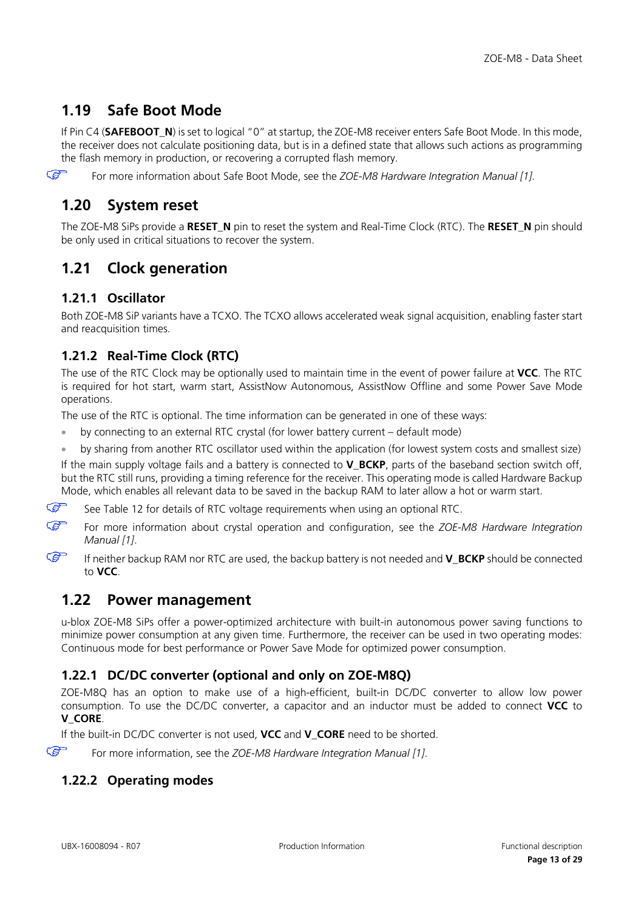## 1.19 Safe Boot Mode

If Pin C4 (**SAFEBOOT_N**) is set to logical "0" at startup, the ZOE-M8 receiver enters Safe Boot Mode. In this mode, the receiver does not calculate positioning data, but is in a defined state that allows such actions as programming the flash memory in production, or recovering a corrupted flash memory.

☞ For more information about Safe Boot Mode, see the *ZOE-M8 Hardware Integration Manual [1].*

## 1.20 System reset

The ZOE-M8 SiPs provide a **RESET_N** pin to reset the system and Real-Time Clock (RTC). The **RESET_N** pin should be only used in critical situations to recover the system.

## 1.21 Clock generation

### 1.21.1 Oscillator

Both ZOE-M8 SiP variants have a TCXO. The TCXO allows accelerated weak signal acquisition, enabling faster start and reacquisition times.

### 1.21.2 Real-Time Clock (RTC)

The use of the RTC Clock may be optionally used to maintain time in the event of power failure at **VCC**. The RTC is required for hot start, warm start, AssistNow Autonomous, AssistNow Offline and some Power Save Mode operations.

The use of the RTC is optional. The time information can be generated in one of these ways:

- by connecting to an external RTC crystal (for lower battery current – default mode)
- by sharing from another RTC oscillator used within the application (for lowest system costs and smallest size)

If the main supply voltage fails and a battery is connected to **V_BCKP**, parts of the baseband section switch off, but the RTC still runs, providing a timing reference for the receiver. This operating mode is called Hardware Backup Mode, which enables all relevant data to be saved in the backup RAM to later allow a hot or warm start.

☞ See Table 12 for details of RTC voltage requirements when using an optional RTC.

☞ For more information about crystal operation and configuration, see the *ZOE-M8 Hardware Integration Manual [1].*

☞ If neither backup RAM nor RTC are used, the backup battery is not needed and **V_BCKP** should be connected to **VCC**.

## 1.22 Power management

u-blox ZOE-M8 SiPs offer a power-optimized architecture with built-in autonomous power saving functions to minimize power consumption at any given time. Furthermore, the receiver can be used in two operating modes: Continuous mode for best performance or Power Save Mode for optimized power consumption.

### 1.22.1 DC/DC converter (optional and only on ZOE-M8Q)

ZOE-M8Q has an option to make use of a high-efficient, built-in DC/DC converter to allow low power consumption. To use the DC/DC converter, a capacitor and an inductor must be added to connect **VCC** to **V_CORE**.

If the built-in DC/DC converter is not used, **VCC** and **V_CORE** need to be shorted.

☞ For more information, see the *ZOE-M8 Hardware Integration Manual [1].*

### 1.22.2 Operating modes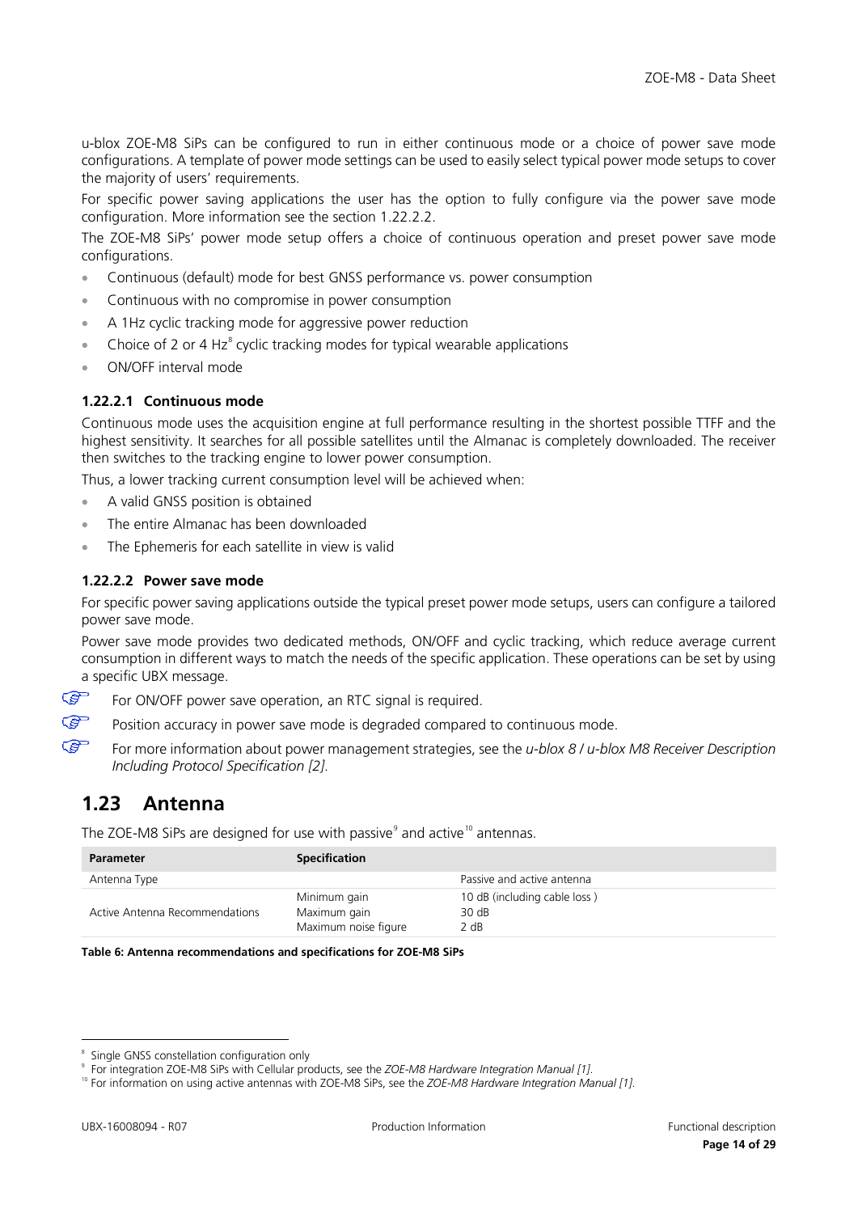u-blox ZOE-M8 SiPs can be configured to run in either continuous mode or a choice of power save mode configurations. A template of power mode settings can be used to easily select typical power mode setups to cover the majority of users' requirements.

For specific power saving applications the user has the option to fully configure via the power save mode configuration. More information see the section 1.22.2.2.

The ZOE-M8 SiPs' power mode setup offers a choice of continuous operation and preset power save mode configurations.

- Continuous (default) mode for best GNSS performance vs. power consumption
- Continuous with no compromise in power consumption
- A 1Hz cyclic tracking mode for aggressive power reduction
- Choice of 2 or 4 Hz[8] cyclic tracking modes for typical wearable applications
- ON/OFF interval mode

#### 1.22.2.1 Continuous mode

Continuous mode uses the acquisition engine at full performance resulting in the shortest possible TTFF and the highest sensitivity. It searches for all possible satellites until the Almanac is completely downloaded. The receiver then switches to the tracking engine to lower power consumption.

Thus, a lower tracking current consumption level will be achieved when:

- A valid GNSS position is obtained
- The entire Almanac has been downloaded
- The Ephemeris for each satellite in view is valid

#### 1.22.2.2 Power save mode

For specific power saving applications outside the typical preset power mode setups, users can configure a tailored power save mode.

Power save mode provides two dedicated methods, ON/OFF and cyclic tracking, which reduce average current consumption in different ways to match the needs of the specific application. These operations can be set by using a specific UBX message.

☞ For ON/OFF power save operation, an RTC signal is required.

☞ Position accuracy in power save mode is degraded compared to continuous mode.

☞ For more information about power management strategies, see the *u-blox 8 / u-blox M8 Receiver Description Including Protocol Specification [2].*

## 1.23 Antenna

The ZOE-M8 SiPs are designed for use with passive[9] and active[10] antennas.

| Parameter | Specification | |
|---|---|---|
| Antenna Type | | Passive and active antenna |
| Active Antenna Recommendations | Minimum gain<br>Maximum gain<br>Maximum noise figure | 10 dB (including cable loss )<br>30 dB<br>2 dB |

**Table 6: Antenna recommendations and specifications for ZOE-M8 SiPs**

---

[8] Single GNSS constellation configuration only

[9] For integration ZOE-M8 SiPs with Cellular products, see the *ZOE-M8 Hardware Integration Manual [1].*

[10] For information on using active antennas with ZOE-M8 SiPs, see the *ZOE-M8 Hardware Integration Manual [1].*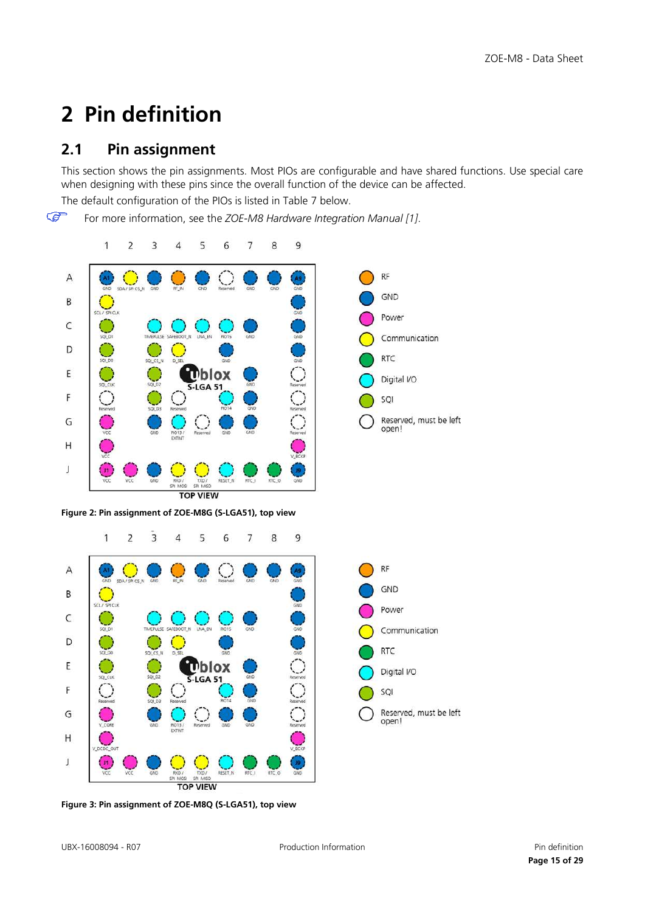# 2 Pin definition

## 2.1 Pin assignment

This section shows the pin assignments. Most PIOs are configurable and have shared functions. Use special care when designing with these pins since the overall function of the device can be affected.

The default configuration of the PIOs is listed in Table 7 below.

☞ For more information, see the *ZOE-M8 Hardware Integration Manual [1]*.

1 2 3 4 5 6 7 8 9

A B C D E F G H J

GND SDA / SPI CS_N GND RF_IN GND Reserved GND GND GND

SCL / SPI CLK GND

SQI_D1 TIMEPULSE SAFEBOOT_N LNA_EN PIO15 GND GND

SQI_D0 SQI_CS_N D_SEL GND GND

SQI_CLK SQI_D2 GND Reserved

Reserved SQI_D3 Reserved PIO14 GND Reserved

VCC GND PIO13 / EXTINT Reserved GND GND Reserved

VCC V_BCKP

VCC VCC GND RXD / SPI MOSI TXD / SPI MISO RESET_N RTC_I RTC_O GND

ublox S-LGA 51

TOP VIEW

RF
GND
Power
Communication
RTC
Digital I/O
SQI
Reserved, must be left open!

Figure 2: Pin assignment of ZOE-M8G (S-LGA51), top view

1 2 3 4 5 6 7 8 9

A B C D E F G H J

GND SDA / SPI CS_N GND RF_IN GND Reserved GND GND GND

SCL / SPI CLK GND

SQI_D1 TIMEPULSE SAFEBOOT_N LNA_EN PIO15 GND GND

SQI_D0 SQI_CS_N D_SEL GND GND

SQI_CLK SQI_D2 GND Reserved

Reserved SQI_D3 Reserved PIO14 GND Reserved

V_CORE GND PIO13 / EXTINT Reserved GND GND Reserved

V_DCDC_OUT V_BCKP

VCC VCC GND RXD / SPI MOSI TXD / SPI MISO RESET_N RTC_I RTC_O GND

ublox S-LGA 51

TOP VIEW

RF
GND
Power
Communication
RTC
Digital I/O
SQI
Reserved, must be left open!

Figure 3: Pin assignment of ZOE-M8Q (S-LGA51), top view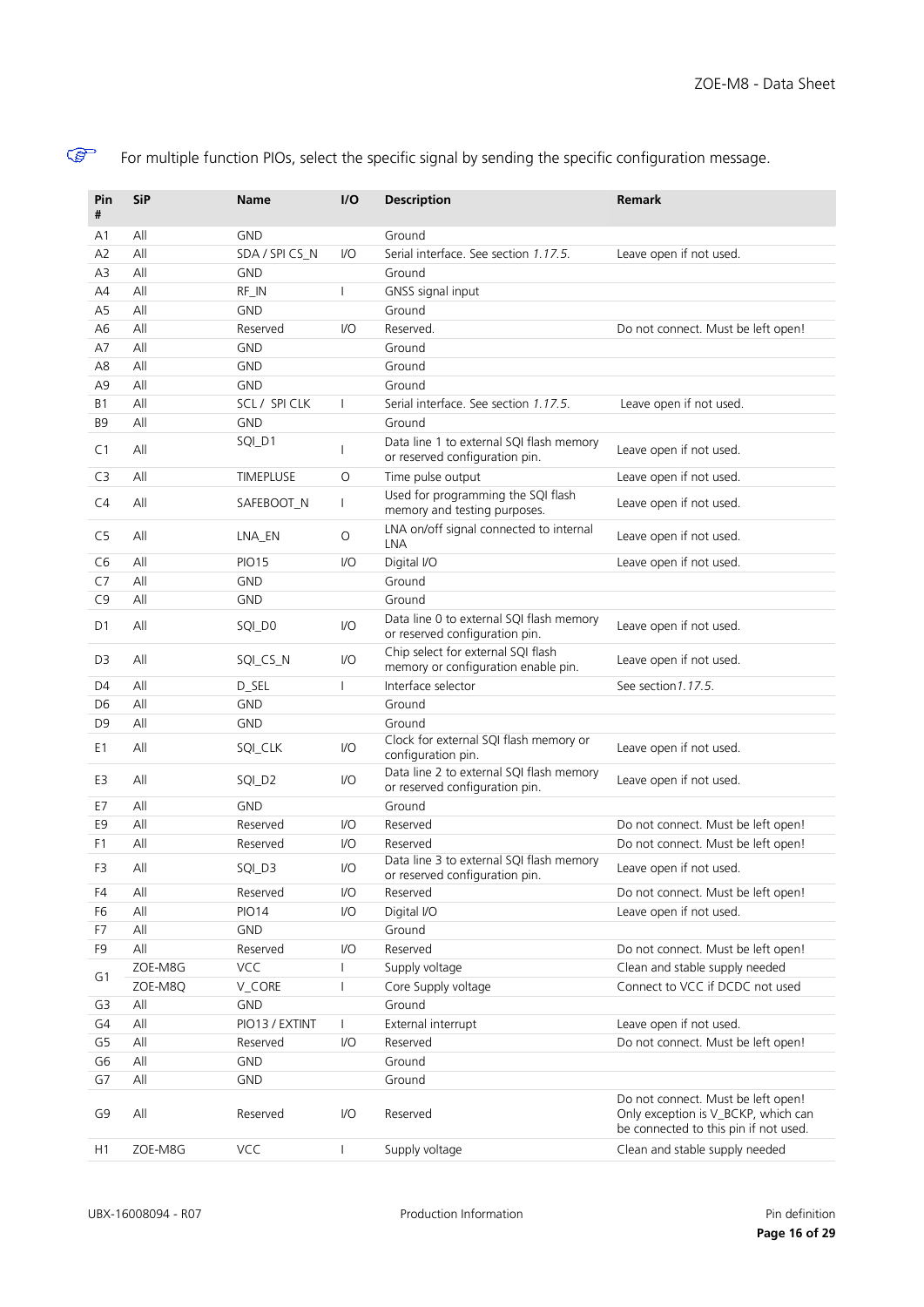☞ For multiple function PIOs, select the specific signal by sending the specific configuration message.

| Pin # | SiP | Name | I/O | Description | Remark |
|---|---|---|---|---|---|
| A1 | All | GND | | Ground | |
| A2 | All | SDA / SPI CS_N | I/O | Serial interface. See section *1.17.5*. | Leave open if not used. |
| A3 | All | GND | | Ground | |
| A4 | All | RF_IN | I | GNSS signal input | |
| A5 | All | GND | | Ground | |
| A6 | All | Reserved | I/O | Reserved. | Do not connect. Must be left open! |
| A7 | All | GND | | Ground | |
| A8 | All | GND | | Ground | |
| A9 | All | GND | | Ground | |
| B1 | All | SCL / SPI CLK | I | Serial interface. See section *1.17.5*. | Leave open if not used. |
| B9 | All | GND | | Ground | |
| C1 | All | SQI_D1 | I | Data line 1 to external SQI flash memory or reserved configuration pin. | Leave open if not used. |
| C3 | All | TIMEPLUSE | O | Time pulse output | Leave open if not used. |
| C4 | All | SAFEBOOT_N | I | Used for programming the SQI flash memory and testing purposes. | Leave open if not used. |
| C5 | All | LNA_EN | O | LNA on/off signal connected to internal LNA | Leave open if not used. |
| C6 | All | PIO15 | I/O | Digital I/O | Leave open if not used. |
| C7 | All | GND | | Ground | |
| C9 | All | GND | | Ground | |
| D1 | All | SQI_D0 | I/O | Data line 0 to external SQI flash memory or reserved configuration pin. | Leave open if not used. |
| D3 | All | SQI_CS_N | I/O | Chip select for external SQI flash memory or configuration enable pin. | Leave open if not used. |
| D4 | All | D_SEL | I | Interface selector | See section *1.17.5*. |
| D6 | All | GND | | Ground | |
| D9 | All | GND | | Ground | |
| E1 | All | SQI_CLK | I/O | Clock for external SQI flash memory or configuration pin. | Leave open if not used. |
| E3 | All | SQI_D2 | I/O | Data line 2 to external SQI flash memory or reserved configuration pin. | Leave open if not used. |
| E7 | All | GND | | Ground | |
| E9 | All | Reserved | I/O | Reserved | Do not connect. Must be left open! |
| F1 | All | Reserved | I/O | Reserved | Do not connect. Must be left open! |
| F3 | All | SQI_D3 | I/O | Data line 3 to external SQI flash memory or reserved configuration pin. | Leave open if not used. |
| F4 | All | Reserved | I/O | Reserved | Do not connect. Must be left open! |
| F6 | All | PIO14 | I/O | Digital I/O | Leave open if not used. |
| F7 | All | GND | | Ground | |
| F9 | All | Reserved | I/O | Reserved | Do not connect. Must be left open! |
| G1 | ZOE-M8G | VCC | I | Supply voltage | Clean and stable supply needed |
| | ZOE-M8Q | V_CORE | I | Core Supply voltage | Connect to VCC if DCDC not used |
| G3 | All | GND | | Ground | |
| G4 | All | PIO13 / EXTINT | I | External interrupt | Leave open if not used. |
| G5 | All | Reserved | I/O | Reserved | Do not connect. Must be left open! |
| G6 | All | GND | | Ground | |
| G7 | All | GND | | Ground | |
| G9 | All | Reserved | I/O | Reserved | Do not connect. Must be left open! Only exception is V_BCKP, which can be connected to this pin if not used. |
| H1 | ZOE-M8G | VCC | I | Supply voltage | Clean and stable supply needed |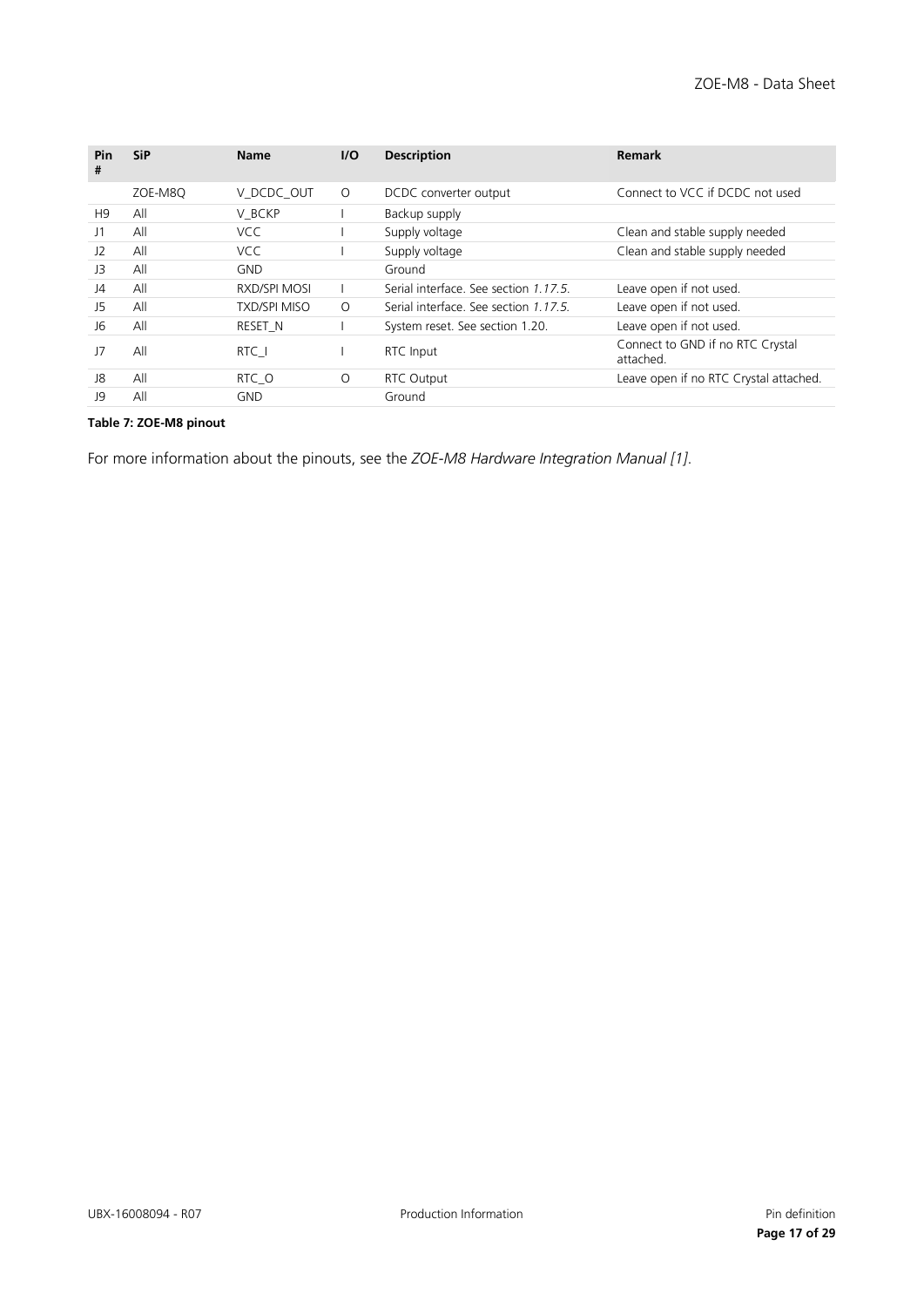| Pin # | SiP | Name | I/O | Description | Remark |
|---|---|---|---|---|---|
| | ZOE-M8Q | V_DCDC_OUT | O | DCDC converter output | Connect to VCC if DCDC not used |
| H9 | All | V_BCKP | I | Backup supply | |
| J1 | All | VCC | I | Supply voltage | Clean and stable supply needed |
| J2 | All | VCC | I | Supply voltage | Clean and stable supply needed |
| J3 | All | GND | | Ground | |
| J4 | All | RXD/SPI MOSI | I | Serial interface. See section *1.17.5*. | Leave open if not used. |
| J5 | All | TXD/SPI MISO | O | Serial interface. See section *1.17.5*. | Leave open if not used. |
| J6 | All | RESET_N | I | System reset. See section 1.20. | Leave open if not used. |
| J7 | All | RTC_I | I | RTC Input | Connect to GND if no RTC Crystal attached. |
| J8 | All | RTC_O | O | RTC Output | Leave open if no RTC Crystal attached. |
| J9 | All | GND | | Ground | |

**Table 7: ZOE-M8 pinout**

For more information about the pinouts, see the *ZOE-M8 Hardware Integration Manual [1]*.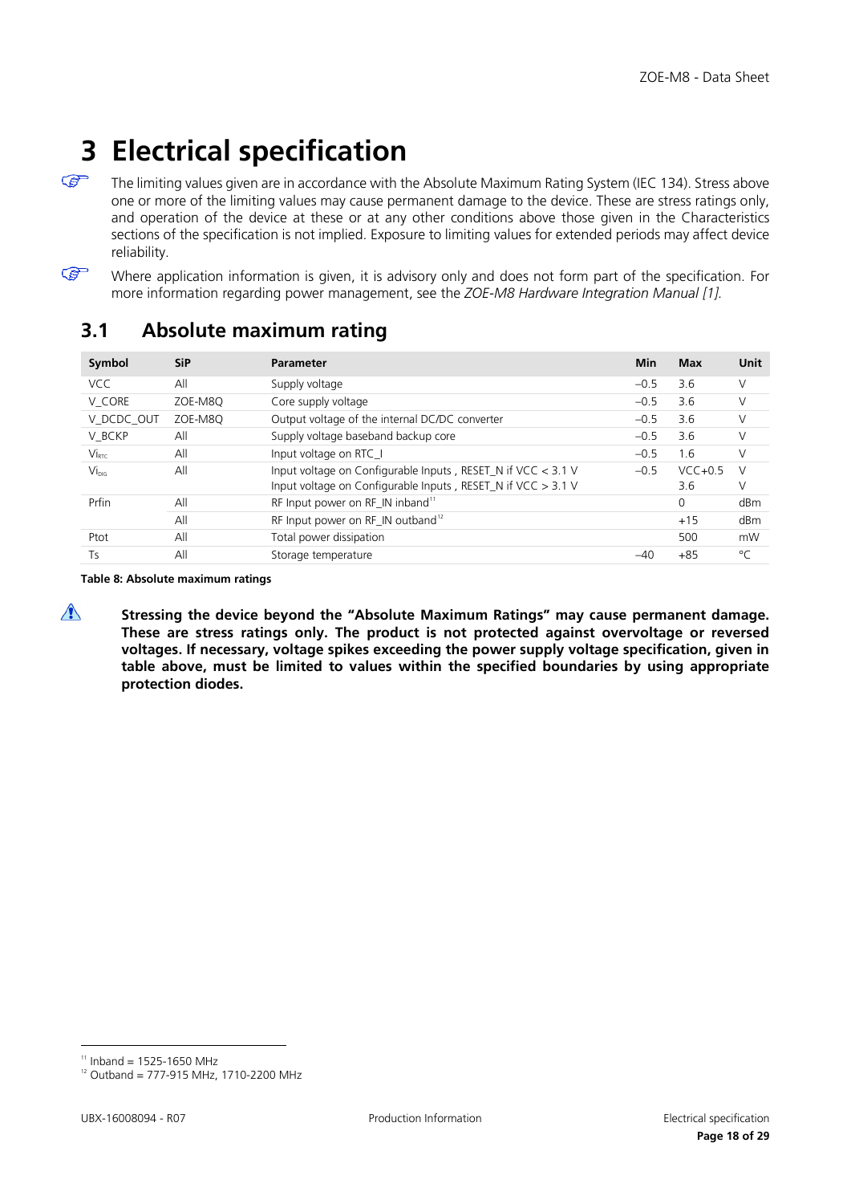# 3 Electrical specification

The limiting values given are in accordance with the Absolute Maximum Rating System (IEC 134). Stress above one or more of the limiting values may cause permanent damage to the device. These are stress ratings only, and operation of the device at these or at any other conditions above those given in the Characteristics sections of the specification is not implied. Exposure to limiting values for extended periods may affect device reliability.

Where application information is given, it is advisory only and does not form part of the specification. For more information regarding power management, see the *ZOE-M8 Hardware Integration Manual [1].*

## 3.1 Absolute maximum rating

| Symbol | SiP | Parameter | Min | Max | Unit |
|---|---|---|---|---|---|
| VCC | All | Supply voltage | –0.5 | 3.6 | V |
| V_CORE | ZOE-M8Q | Core supply voltage | –0.5 | 3.6 | V |
| V_DCDC_OUT | ZOE-M8Q | Output voltage of the internal DC/DC converter | –0.5 | 3.6 | V |
| V_BCKP | All | Supply voltage baseband backup core | –0.5 | 3.6 | V |
| $Vi_{RTC}$ | All | Input voltage on RTC_I | –0.5 | 1.6 | V |
| $Vi_{DIG}$ | All | Input voltage on Configurable Inputs , RESET_N if VCC < 3.1 V<br>Input voltage on Configurable Inputs , RESET_N if VCC > 3.1 V | –0.5 | VCC+0.5<br>3.6 | V<br>V |
| Prfin | All | RF Input power on RF_IN inband[11] | | 0 | dBm |
| | All | RF Input power on RF_IN outband[12] | | +15 | dBm |
| Ptot | All | Total power dissipation | | 500 | mW |
| Ts | All | Storage temperature | –40 | +85 | °C |

**Table 8: Absolute maximum ratings**

**Stressing the device beyond the "Absolute Maximum Ratings" may cause permanent damage. These are stress ratings only. The product is not protected against overvoltage or reversed voltages. If necessary, voltage spikes exceeding the power supply voltage specification, given in table above, must be limited to values within the specified boundaries by using appropriate protection diodes.**

[11] Inband = 1525-1650 MHz

[12] Outband = 777-915 MHz, 1710-2200 MHz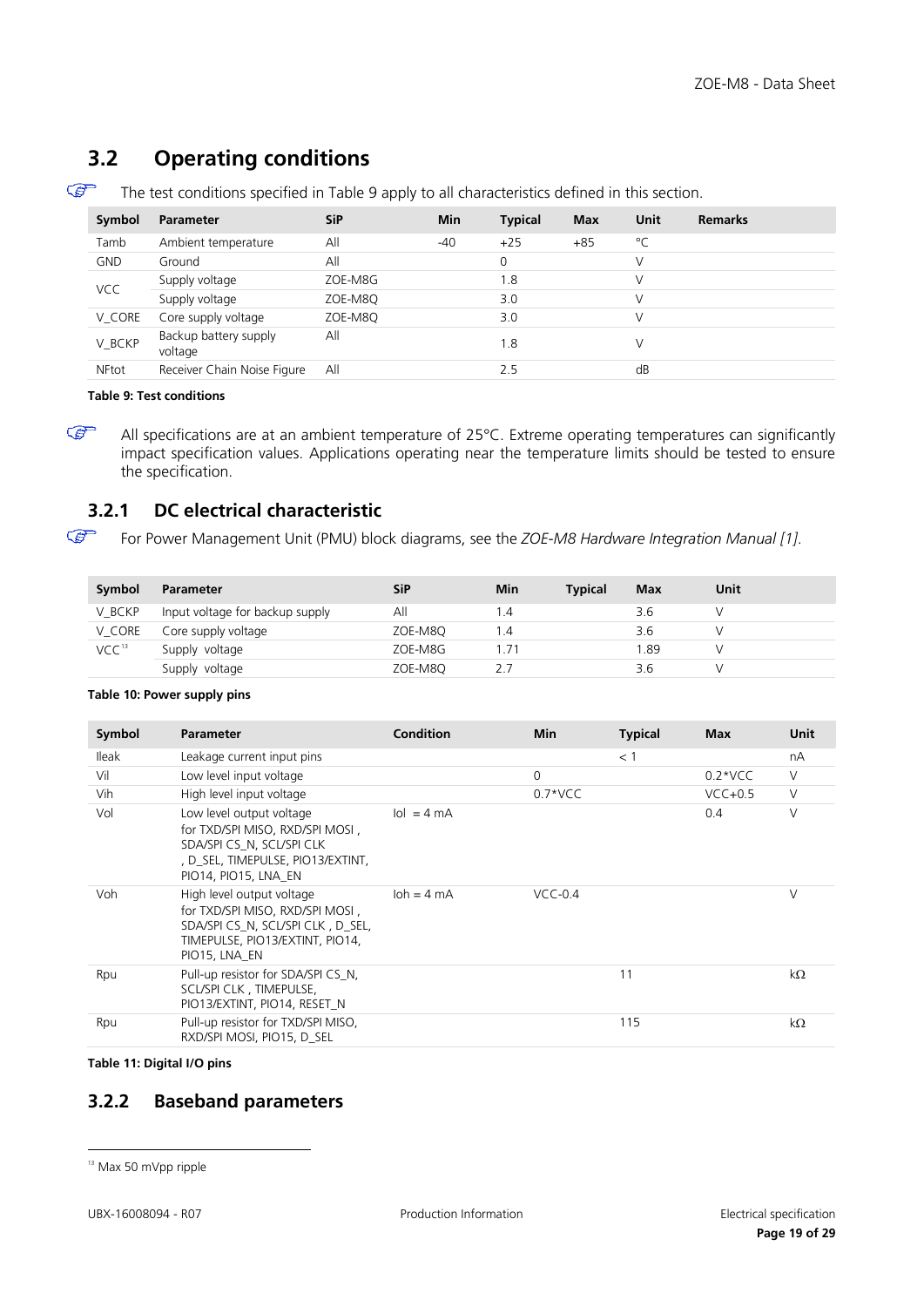## 3.2 Operating conditions

The test conditions specified in Table 9 apply to all characteristics defined in this section.

| Symbol | Parameter | SiP | Min | Typical | Max | Unit | Remarks |
|---|---|---|---|---|---|---|---|
| Tamb | Ambient temperature | All | -40 | +25 | +85 | °C | |
| GND | Ground | All | | 0 | | V | |
| VCC | Supply voltage | ZOE-M8G | | 1.8 | | V | |
| | Supply voltage | ZOE-M8Q | | 3.0 | | V | |
| V_CORE | Core supply voltage | ZOE-M8Q | | 3.0 | | V | |
| V_BCKP | Backup battery supply voltage | All | | 1.8 | | V | |
| NFtot | Receiver Chain Noise Figure | All | | 2.5 | | dB | |

**Table 9: Test conditions**

All specifications are at an ambient temperature of 25°C. Extreme operating temperatures can significantly impact specification values. Applications operating near the temperature limits should be tested to ensure the specification.

### 3.2.1 DC electrical characteristic

For Power Management Unit (PMU) block diagrams, see the *ZOE-M8 Hardware Integration Manual [1].*

| Symbol | Parameter | SiP | Min | Typical | Max | Unit |
|---|---|---|---|---|---|---|
| V_BCKP | Input voltage for backup supply | All | 1.4 | | 3.6 | V |
| V_CORE | Core supply voltage | ZOE-M8Q | 1.4 | | 3.6 | V |
| VCC[13] | Supply voltage | ZOE-M8G | 1.71 | | 1.89 | V |
| | Supply voltage | ZOE-M8Q | 2.7 | | 3.6 | V |

**Table 10: Power supply pins**

| Symbol | Parameter | Condition | Min | Typical | Max | Unit |
|---|---|---|---|---|---|---|
| Ileak | Leakage current input pins | | | < 1 | | nA |
| Vil | Low level input voltage | | 0 | | 0.2*VCC | V |
| Vih | High level input voltage | | 0.7*VCC | | VCC+0.5 | V |
| Vol | Low level output voltage for TXD/SPI MISO, RXD/SPI MOSI , SDA/SPI CS_N, SCL/SPI CLK , D_SEL, TIMEPULSE, PIO13/EXTINT, PIO14, PIO15, LNA_EN | Iol = 4 mA | | | 0.4 | V |
| Voh | High level output voltage for TXD/SPI MISO, RXD/SPI MOSI , SDA/SPI CS_N, SCL/SPI CLK , D_SEL, TIMEPULSE, PIO13/EXTINT, PIO14, PIO15, LNA_EN | Ioh = 4 mA | VCC-0.4 | | | V |
| Rpu | Pull-up resistor for SDA/SPI CS_N, SCL/SPI CLK , TIMEPULSE, PIO13/EXTINT, PIO14, RESET_N | | | 11 | | kΩ |
| Rpu | Pull-up resistor for TXD/SPI MISO, RXD/SPI MOSI, PIO15, D_SEL | | | 115 | | kΩ |

**Table 11: Digital I/O pins**

### 3.2.2 Baseband parameters

[13] Max 50 mVpp ripple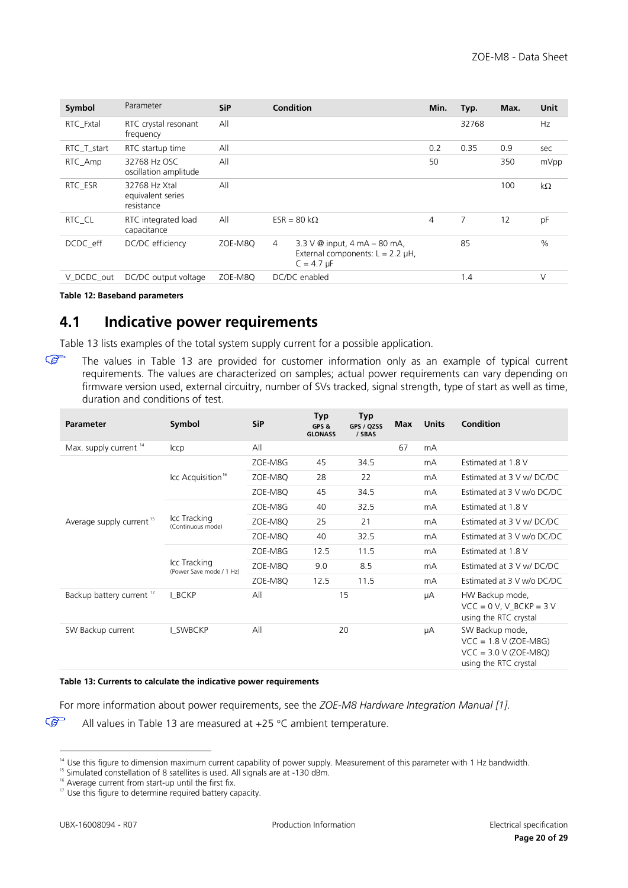| Symbol | Parameter | SiP | Condition | Min. | Typ. | Max. | Unit |
|---|---|---|---|---|---|---|---|
| RTC_Fxtal | RTC crystal resonant frequency | All | | | 32768 | | Hz |
| RTC_T_start | RTC startup time | All | | 0.2 | 0.35 | 0.9 | sec |
| RTC_Amp | 32768 Hz OSC oscillation amplitude | All | | 50 | | 350 | mVpp |
| RTC_ESR | 32768 Hz Xtal equivalent series resistance | All | | | | 100 | kΩ |
| RTC_CL | RTC integrated load capacitance | All | ESR = 80 kΩ | 4 | 7 | 12 | pF |
| DCDC_eff | DC/DC efficiency | ZOE-M8Q | 4 3.3 V @ input, 4 mA – 80 mA, External components: L = 2.2 µH, C = 4.7 µF | | 85 | | % |
| V_DCDC_out | DC/DC output voltage | ZOE-M8Q | DC/DC enabled | | 1.4 | | V |

**Table 12: Baseband parameters**

## 4.1 Indicative power requirements

Table 13 lists examples of the total system supply current for a possible application.

The values in Table 13 are provided for customer information only as an example of typical current requirements. The values are characterized on samples; actual power requirements can vary depending on firmware version used, external circuitry, number of SVs tracked, signal strength, type of start as well as time, duration and conditions of test.

| Parameter | Symbol | SiP | Typ GPS & GLONASS | Typ GPS / QZSS / SBAS | Max | Units | Condition |
|---|---|---|---|---|---|---|---|
| Max. supply current [14] | Iccp | All | | | 67 | mA | |
| Average supply current [15] | Icc Acquisition[16] | ZOE-M8G | 45 | 34.5 | | mA | Estimated at 1.8 V |
| | | ZOE-M8Q | 28 | 22 | | mA | Estimated at 3 V w/ DC/DC |
| | | ZOE-M8Q | 45 | 34.5 | | mA | Estimated at 3 V w/o DC/DC |
| | Icc Tracking (Continuous mode) | ZOE-M8G | 40 | 32.5 | | mA | Estimated at 1.8 V |
| | | ZOE-M8Q | 25 | 21 | | mA | Estimated at 3 V w/ DC/DC |
| | | ZOE-M8Q | 40 | 32.5 | | mA | Estimated at 3 V w/o DC/DC |
| | Icc Tracking (Power Save mode / 1 Hz) | ZOE-M8G | 12.5 | 11.5 | | mA | Estimated at 1.8 V |
| | | ZOE-M8Q | 9.0 | 8.5 | | mA | Estimated at 3 V w/ DC/DC |
| | | ZOE-M8Q | 12.5 | 11.5 | | mA | Estimated at 3 V w/o DC/DC |
| Backup battery current [17] | I_BCKP | All | 15 | | | µA | HW Backup mode, VCC = 0 V, V_BCKP = 3 V using the RTC crystal |
| SW Backup current | I_SWBCKP | All | 20 | | | µA | SW Backup mode, VCC = 1.8 V (ZOE-M8G) VCC = 3.0 V (ZOE-M8Q) using the RTC crystal |

**Table 13: Currents to calculate the indicative power requirements**

For more information about power requirements, see the *ZOE-M8 Hardware Integration Manual [1].*

All values in Table 13 are measured at +25 °C ambient temperature.

[14] Use this figure to dimension maximum current capability of power supply. Measurement of this parameter with 1 Hz bandwidth.
[15] Simulated constellation of 8 satellites is used. All signals are at -130 dBm.
[16] Average current from start-up until the first fix.
[17] Use this figure to determine required battery capacity.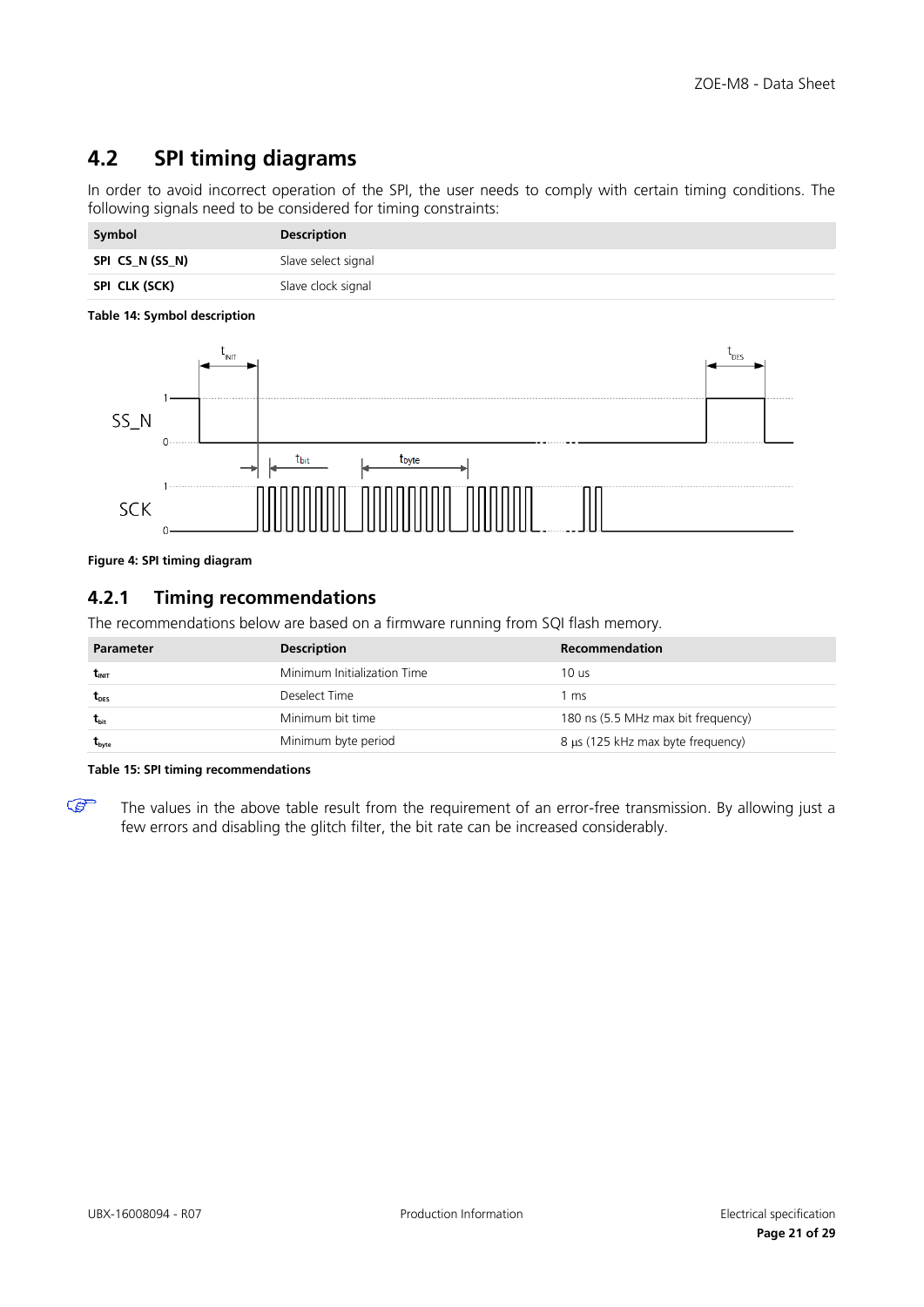## 4.2 SPI timing diagrams

In order to avoid incorrect operation of the SPI, the user needs to comply with certain timing conditions. The following signals need to be considered for timing constraints:

| Symbol | Description |
|---|---|
| **SPI CS_N (SS_N)** | Slave select signal |
| **SPI CLK (SCK)** | Slave clock signal |

**Table 14: Symbol description**

$t_{INIT}$

$t_{DES}$

SS_N

1

0

$t_{bit}$

$t_{byte}$

SCK

1

0

**Figure 4: SPI timing diagram**

### 4.2.1 Timing recommendations

The recommendations below are based on a firmware running from SQI flash memory.

| Parameter | Description | Recommendation |
|---|---|---|
| $t_{INIT}$ | Minimum Initialization Time | 10 us |
| $t_{DES}$ | Deselect Time | 1 ms |
| $t_{bit}$ | Minimum bit time | 180 ns (5.5 MHz max bit frequency) |
| $t_{byte}$ | Minimum byte period | 8 µs (125 kHz max byte frequency) |

**Table 15: SPI timing recommendations**

☞ The values in the above table result from the requirement of an error-free transmission. By allowing just a few errors and disabling the glitch filter, the bit rate can be increased considerably.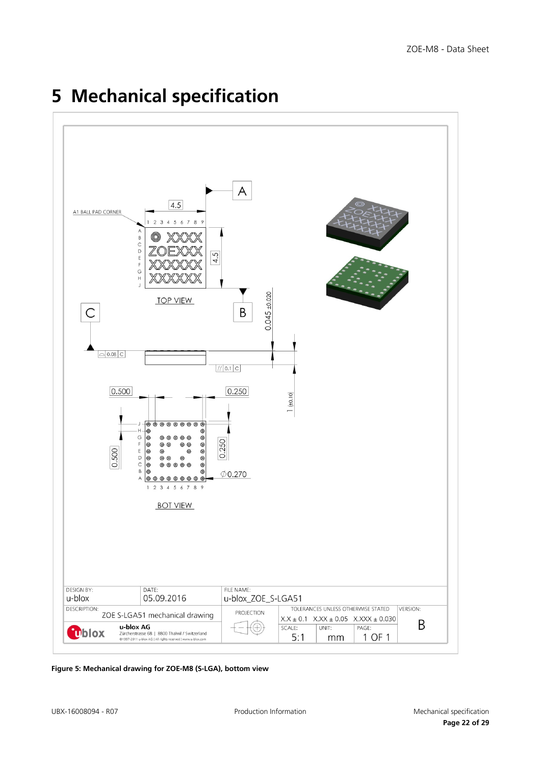# 5 Mechanical specification

A1 BALL PAD CORNER

4.5

A

1 2 3 4 5 6 7 8 9

A B C D E F G H J

XXXX
ZOEXXX
XXXXXX
XXXXXX

4.5

TOP VIEW

B

C

0.045 ±0.020

0.08 C

// 0.1 C

1 (±0.10)

0.500

0.250

J H G F E D C B A

0.500

0.250

∅0.270

1 2 3 4 5 6 7 8 9

BOT VIEW

| DESIGN BY: u-blox | DATE: 05.09.2016 | FILE NAME: u-blox_ZOE_S-LGA51 | | | |
|---|---|---|---|---|---|
| DESCRIPTION: ZOE S-LGA51 mechanical drawing | | PROJECTION | TOLERANCES UNLESS OTHERWISE STATED X.X ± 0.1 X.XX ± 0.05 X.XXX ± 0.030 | | VERSION: B |
| u-blox AG Zürcherstrasse 68 \| 8800 Thalwil / Switzerland ©1997-2011 u-blox AG \| All rights reserved \| www.u-blox.com | | | SCALE: 5:1 | UNIT: mm | PAGE: 1 OF 1 |

**Figure 5: Mechanical drawing for ZOE-M8 (S-LGA), bottom view**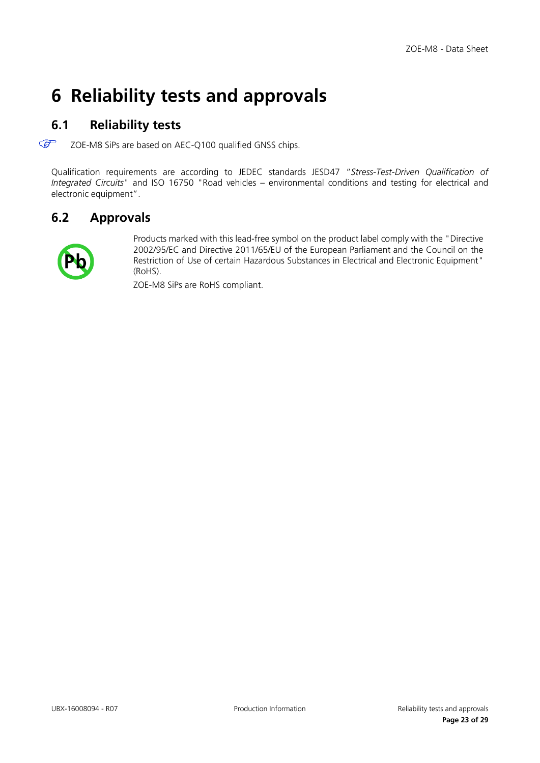# 6 Reliability tests and approvals

## 6.1 Reliability tests

ZOE-M8 SiPs are based on AEC-Q100 qualified GNSS chips.

Qualification requirements are according to JEDEC standards JESD47 "*Stress-Test-Driven Qualification of Integrated Circuits*" and ISO 16750 "Road vehicles – environmental conditions and testing for electrical and electronic equipment".

## 6.2 Approvals

Products marked with this lead-free symbol on the product label comply with the "Directive 2002/95/EC and Directive 2011/65/EU of the European Parliament and the Council on the Restriction of Use of certain Hazardous Substances in Electrical and Electronic Equipment" (RoHS).

ZOE-M8 SiPs are RoHS compliant.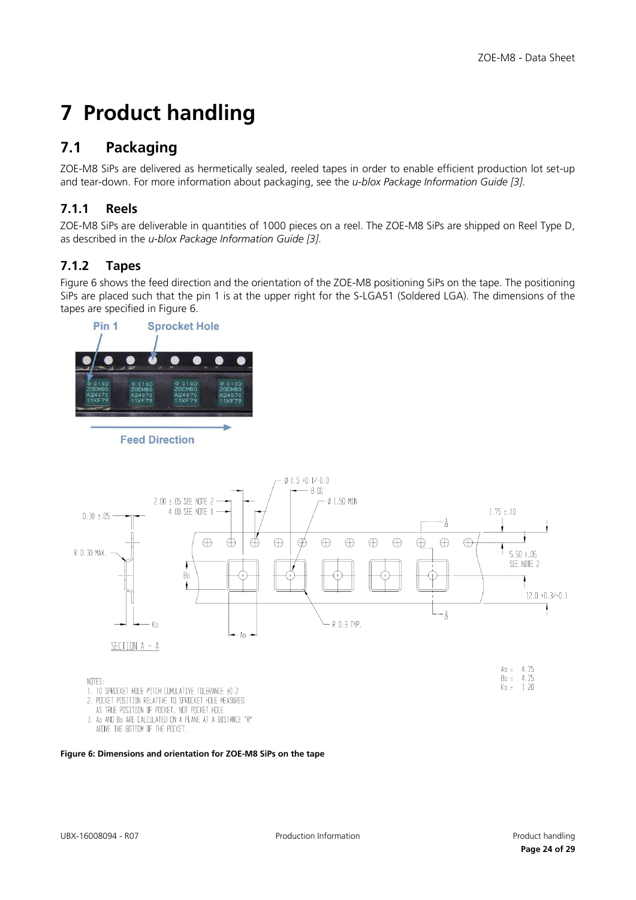# 7 Product handling

## 7.1 Packaging

ZOE-M8 SiPs are delivered as hermetically sealed, reeled tapes in order to enable efficient production lot set-up and tear-down. For more information about packaging, see the *u-blox Package Information Guide [3]*.

### 7.1.1 Reels

ZOE-M8 SiPs are deliverable in quantities of 1000 pieces on a reel. The ZOE-M8 SiPs are shipped on Reel Type D, as described in the *u-blox Package Information Guide [3]*.

### 7.1.2 Tapes

Figure 6 shows the feed direction and the orientation of the ZOE-M8 positioning SiPs on the tape. The positioning SiPs are placed such that the pin 1 is at the upper right for the S-LGA51 (Soldered LGA). The dimensions of the tapes are specified in Figure 6.

Pin 1
Sprocket Hole
Feed Direction

Ø 1.5 +0.1/-0.0
8.00
Ø 1.50 MIN
2.00 ±.05 SEE NOTE 2
4.00 SEE NOTE 1
0.30 ±.05
1.75 ±.10
R 0.30 MAX.
5.50 ±.05
SEE NOTE 2
Bo
12.0 +0.3/-0.1
Ko
R 0.3 TYP.
Ao
SECTION A - A
A
A

Ao = 4.75
Bo = 4.75
Ko = 1.20

NOTES:
1. 10 SPROCKET HOLE PITCH CUMULATIVE TOLERANCE ±0.2
2. POCKET POSITION RELATIVE TO SPROCKET HOLE MEASURED AS TRUE POSITION OF POCKET, NOT POCKET HOLE
3. Ao AND Bo ARE CALCULATED ON A PLANE AT A DISTANCE "R" ABOVE THE BOTTOM OF THE POCKET.

**Figure 6: Dimensions and orientation for ZOE-M8 SiPs on the tape**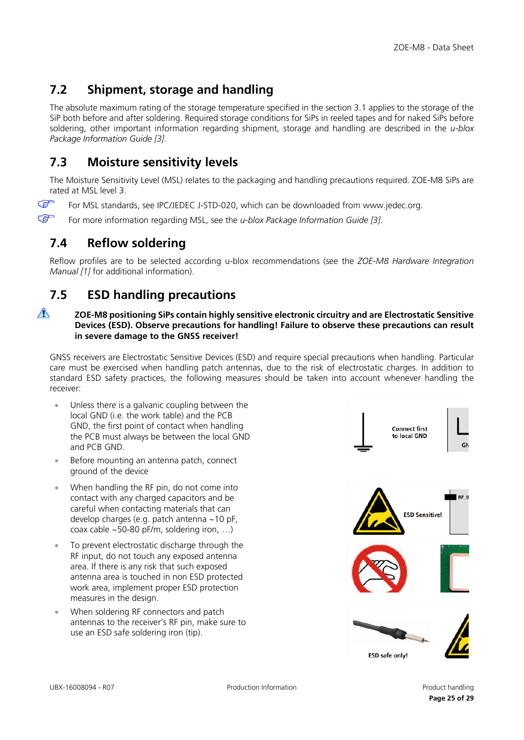## 7.2 Shipment, storage and handling

The absolute maximum rating of the storage temperature specified in the section 3.1 applies to the storage of the SiP both before and after soldering. Required storage conditions for SiPs in reeled tapes and for naked SiPs before soldering, other important information regarding shipment, storage and handling are described in the *u-blox Package Information Guide [3]*.

## 7.3 Moisture sensitivity levels

The Moisture Sensitivity Level (MSL) relates to the packaging and handling precautions required. ZOE-M8 SiPs are rated at MSL level 3.

☞ For MSL standards, see IPC/JEDEC J-STD-020, which can be downloaded from www.jedec.org.

☞ For more information regarding MSL, see the *u-blox Package Information Guide [3]*.

## 7.4 Reflow soldering

Reflow profiles are to be selected according u-blox recommendations (see the *ZOE-M8 Hardware Integration Manual [1]* for additional information).

## 7.5 ESD handling precautions

⚠ **ZOE-M8 positioning SiPs contain highly sensitive electronic circuitry and are Electrostatic Sensitive Devices (ESD). Observe precautions for handling! Failure to observe these precautions can result in severe damage to the GNSS receiver!**

GNSS receivers are Electrostatic Sensitive Devices (ESD) and require special precautions when handling. Particular care must be exercised when handling patch antennas, due to the risk of electrostatic charges. In addition to standard ESD safety practices, the following measures should be taken into account whenever handling the receiver:

- Unless there is a galvanic coupling between the local GND (i.e. the work table) and the PCB GND, the first point of contact when handling the PCB must always be between the local GND and PCB GND.
- Before mounting an antenna patch, connect ground of the device
- When handling the RF pin, do not come into contact with any charged capacitors and be careful when contacting materials that can develop charges (e.g. patch antenna ~10 pF, coax cable ~50-80 pF/m, soldering iron, …)
- To prevent electrostatic discharge through the RF input, do not touch any exposed antenna area. If there is any risk that such exposed antenna area is touched in non ESD protected work area, implement proper ESD protection measures in the design.
- When soldering RF connectors and patch antennas to the receiver's RF pin, make sure to use an ESD safe soldering iron (tip).

Connect first to local GND

ESD Sensitive!

ESD safe only!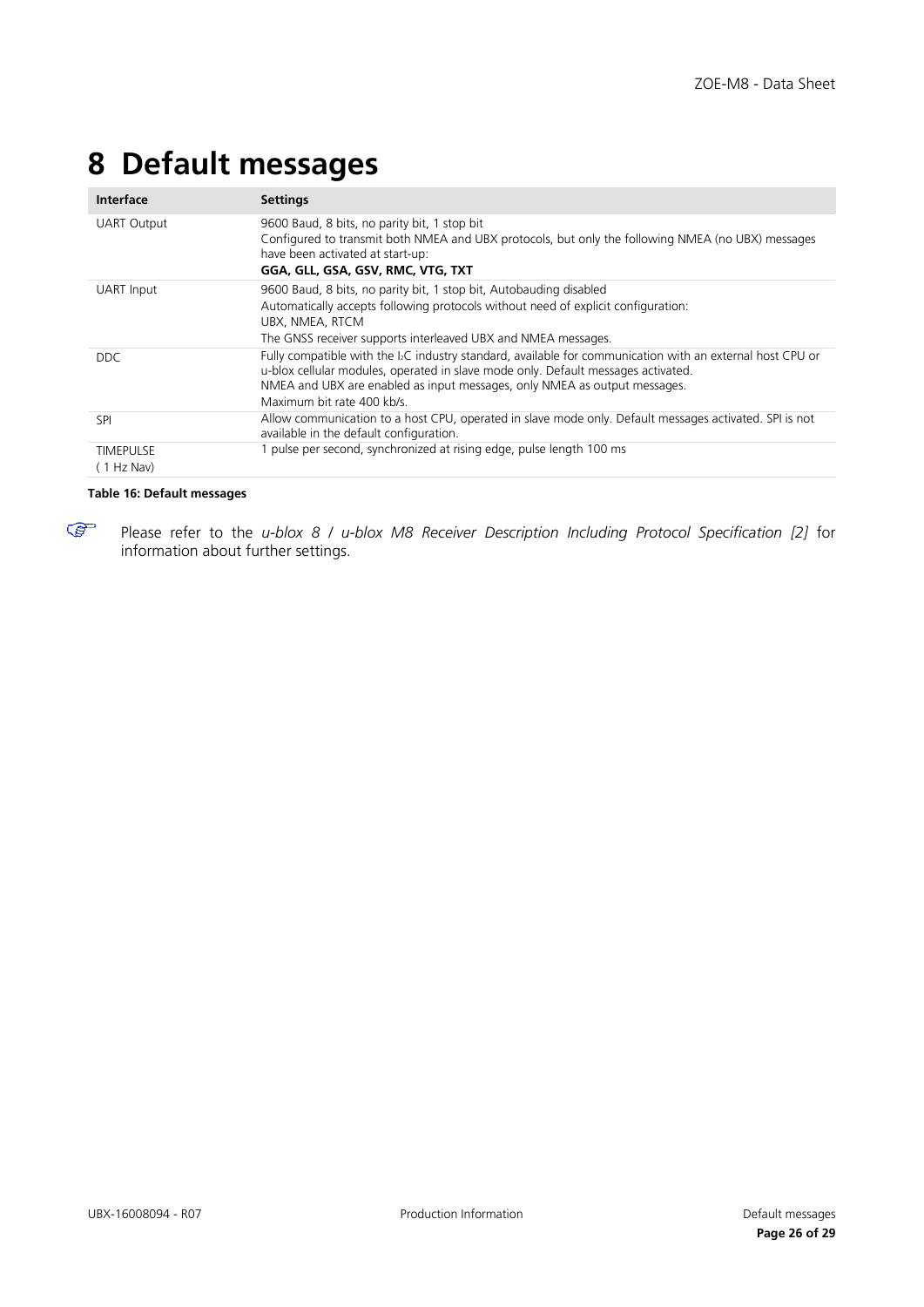# 8 Default messages

| Interface | Settings |
|---|---|
| UART Output | 9600 Baud, 8 bits, no parity bit, 1 stop bit<br>Configured to transmit both NMEA and UBX protocols, but only the following NMEA (no UBX) messages have been activated at start-up:<br>**GGA, GLL, GSA, GSV, RMC, VTG, TXT** |
| UART Input | 9600 Baud, 8 bits, no parity bit, 1 stop bit, Autobauding disabled<br>Automatically accepts following protocols without need of explicit configuration:<br>UBX, NMEA, RTCM<br>The GNSS receiver supports interleaved UBX and NMEA messages. |
| DDC | Fully compatible with the I2C industry standard, available for communication with an external host CPU or u-blox cellular modules, operated in slave mode only. Default messages activated.<br>NMEA and UBX are enabled as input messages, only NMEA as output messages.<br>Maximum bit rate 400 kb/s. |
| SPI | Allow communication to a host CPU, operated in slave mode only. Default messages activated. SPI is not available in the default configuration. |
| TIMEPULSE<br>( 1 Hz Nav) | 1 pulse per second, synchronized at rising edge, pulse length 100 ms |

**Table 16: Default messages**

☞ Please refer to the *u-blox 8 / u-blox M8 Receiver Description Including Protocol Specification [2]* for information about further settings.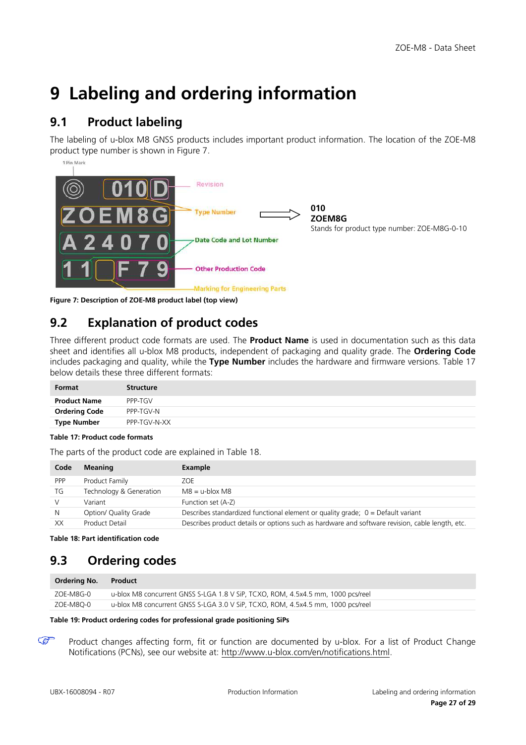# 9 Labeling and ordering information

## 9.1 Product labeling

The labeling of u-blox M8 GNSS products includes important product information. The location of the ZOE-M8 product type number is shown in Figure 7.

1 Pin Mark

010 D
ZOEM8G
A24070
11 F79

Revision
Type Number
Date Code and Lot Number
Other Production Code
Marking for Engineering Parts

**010**
**ZOEM8G**
Stands for product type number: ZOE-M8G-0-10

**Figure 7: Description of ZOE-M8 product label (top view)**

## 9.2 Explanation of product codes

Three different product code formats are used. The **Product Name** is used in documentation such as this data sheet and identifies all u-blox M8 products, independent of packaging and quality grade. The **Ordering Code** includes packaging and quality, while the **Type Number** includes the hardware and firmware versions. Table 17 below details these three different formats:

| Format | Structure |
|---|---|
| **Product Name** | PPP-TGV |
| **Ordering Code** | PPP-TGV-N |
| **Type Number** | PPP-TGV-N-XX |

**Table 17: Product code formats**

The parts of the product code are explained in Table 18.

| Code | Meaning | Example |
|---|---|---|
| PPP | Product Family | ZOE |
| TG | Technology & Generation | M8 = u-blox M8 |
| V | Variant | Function set (A-Z) |
| N | Option/ Quality Grade | Describes standardized functional element or quality grade; 0 = Default variant |
| XX | Product Detail | Describes product details or options such as hardware and software revision, cable length, etc. |

**Table 18: Part identification code**

## 9.3 Ordering codes

| Ordering No. | Product |
|---|---|
| ZOE-M8G-0 | u-blox M8 concurrent GNSS S-LGA 1.8 V SiP, TCXO, ROM, 4.5x4.5 mm, 1000 pcs/reel |
| ZOE-M8Q-0 | u-blox M8 concurrent GNSS S-LGA 3.0 V SiP, TCXO, ROM, 4.5x4.5 mm, 1000 pcs/reel |

**Table 19: Product ordering codes for professional grade positioning SiPs**

☞ Product changes affecting form, fit or function are documented by u-blox. For a list of Product Change Notifications (PCNs), see our website at: http://www.u-blox.com/en/notifications.html.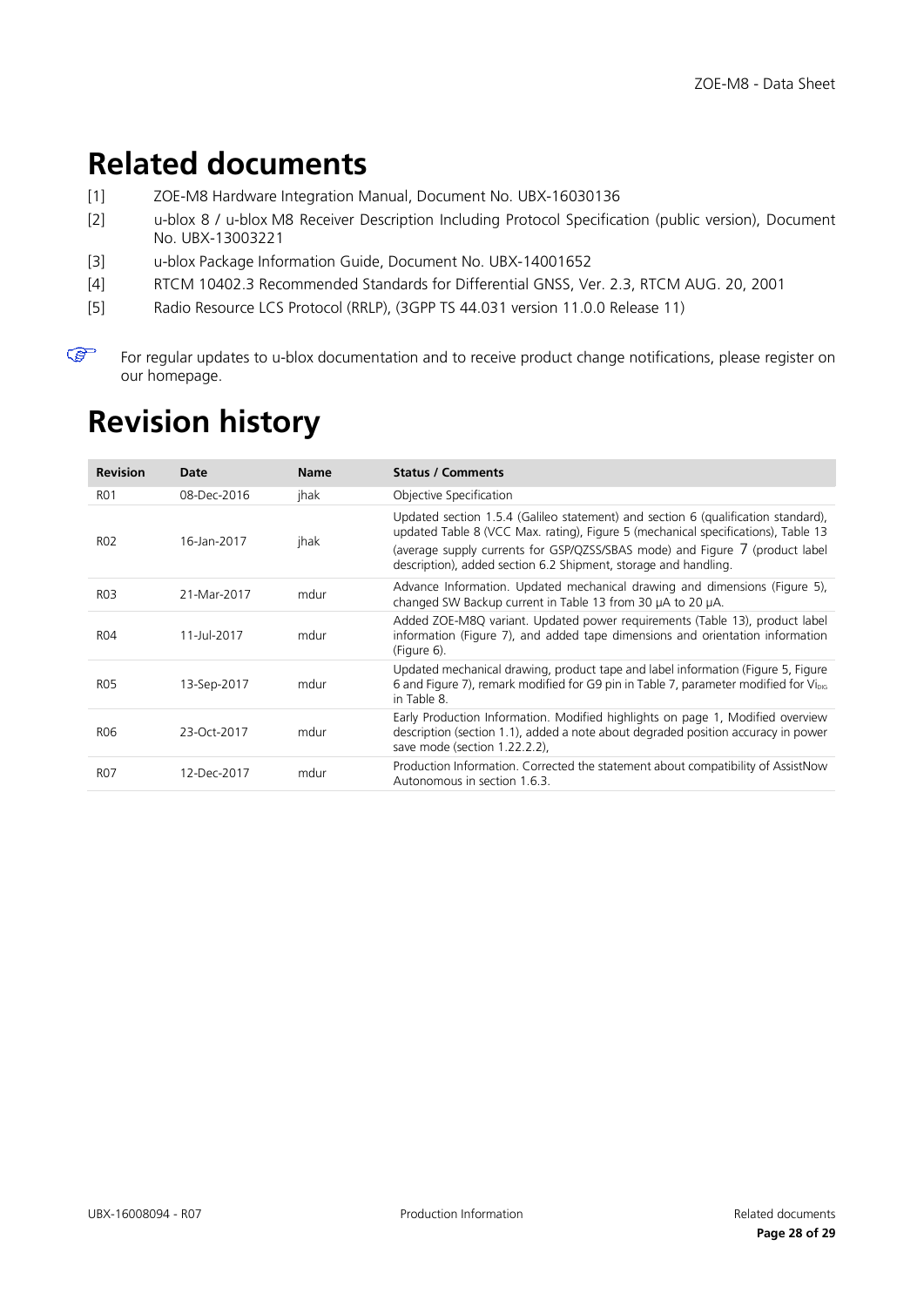# Related documents

[1] ZOE-M8 Hardware Integration Manual, Document No. UBX-16030136

[2] u-blox 8 / u-blox M8 Receiver Description Including Protocol Specification (public version), Document No. UBX-13003221

[3] u-blox Package Information Guide, Document No. UBX-14001652

[4] RTCM 10402.3 Recommended Standards for Differential GNSS, Ver. 2.3, RTCM AUG. 20, 2001

[5] Radio Resource LCS Protocol (RRLP), (3GPP TS 44.031 version 11.0.0 Release 11)

☞ For regular updates to u-blox documentation and to receive product change notifications, please register on our homepage.

# Revision history

| Revision | Date | Name | Status / Comments |
|---|---|---|---|
| R01 | 08-Dec-2016 | jhak | Objective Specification |
| R02 | 16-Jan-2017 | jhak | Updated section 1.5.4 (Galileo statement) and section 6 (qualification standard), updated Table 8 (VCC Max. rating), Figure 5 (mechanical specifications), Table 13 (average supply currents for GSP/QZSS/SBAS mode) and Figure 7 (product label description), added section 6.2 Shipment, storage and handling. |
| R03 | 21-Mar-2017 | mdur | Advance Information. Updated mechanical drawing and dimensions (Figure 5), changed SW Backup current in Table 13 from 30 µA to 20 µA. |
| R04 | 11-Jul-2017 | mdur | Added ZOE-M8Q variant. Updated power requirements (Table 13), product label information (Figure 7), and added tape dimensions and orientation information (Figure 6). |
| R05 | 13-Sep-2017 | mdur | Updated mechanical drawing, product tape and label information (Figure 5, Figure 6 and Figure 7), remark modified for G9 pin in Table 7, parameter modified for $V_{IDIG}$ in Table 8. |
| R06 | 23-Oct-2017 | mdur | Early Production Information. Modified highlights on page 1, Modified overview description (section 1.1), added a note about degraded position accuracy in power save mode (section 1.22.2.2), |
| R07 | 12-Dec-2017 | mdur | Production Information. Corrected the statement about compatibility of AssistNow Autonomous in section 1.6.3. |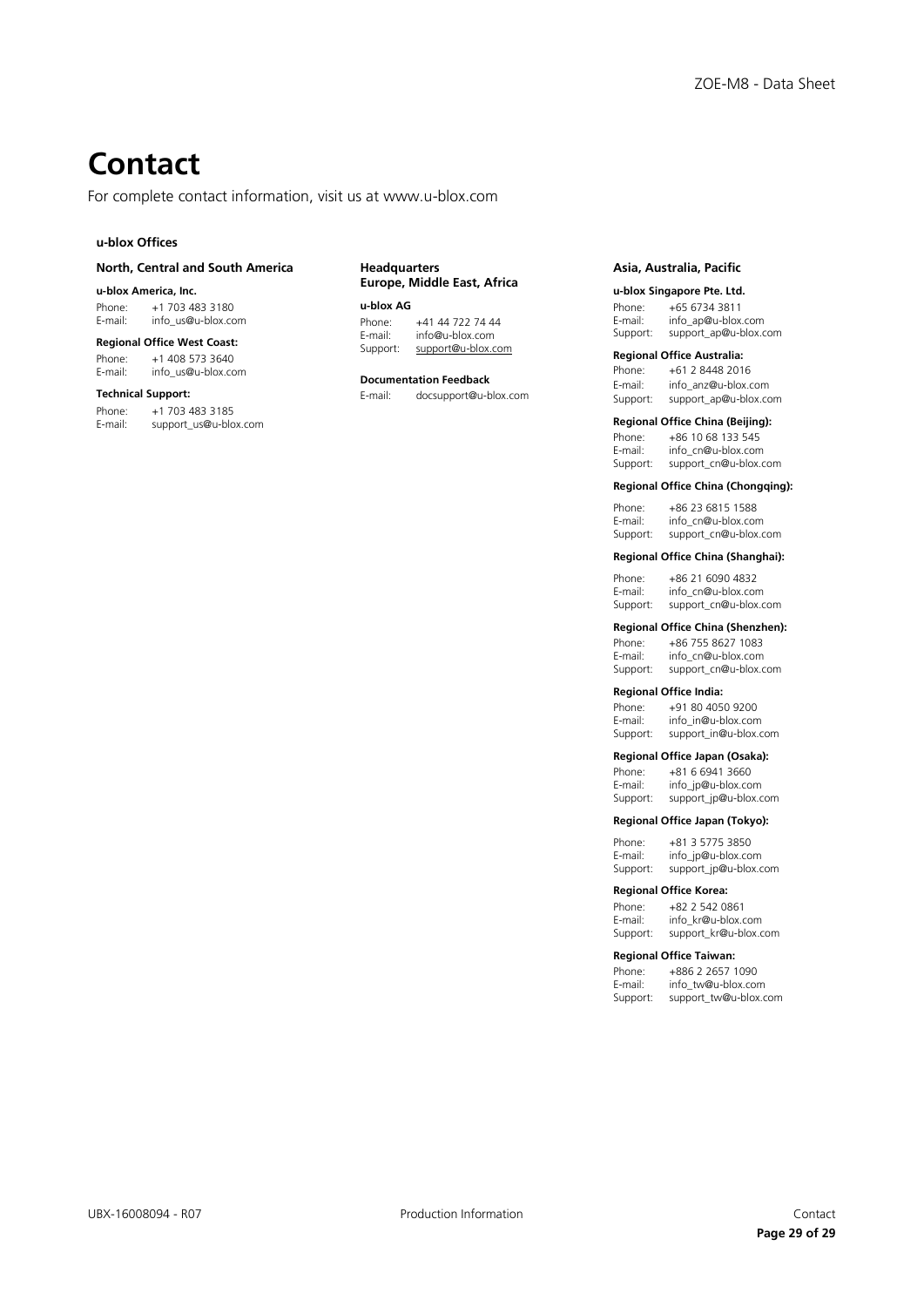# Contact

For complete contact information, visit us at www.u-blox.com

**u-blox Offices**

### North, Central and South America

**u-blox America, Inc.**

Phone: +1 703 483 3180
E-mail: info_us@u-blox.com

**Regional Office West Coast:**

Phone: +1 408 573 3640
E-mail: info_us@u-blox.com

**Technical Support:**

Phone: +1 703 483 3185
E-mail: support_us@u-blox.com

### Headquarters Europe, Middle East, Africa

**u-blox AG**

Phone: +41 44 722 74 44
E-mail: info@u-blox.com
Support: support@u-blox.com

**Documentation Feedback**

E-mail: docsupport@u-blox.com

### Asia, Australia, Pacific

**u-blox Singapore Pte. Ltd.**

Phone: +65 6734 3811
E-mail: info_ap@u-blox.com
Support: support_ap@u-blox.com

**Regional Office Australia:**

Phone: +61 2 8448 2016
E-mail: info_anz@u-blox.com
Support: support_ap@u-blox.com

**Regional Office China (Beijing):**

Phone: +86 10 68 133 545
E-mail: info_cn@u-blox.com
Support: support_cn@u-blox.com

**Regional Office China (Chongqing):**

Phone: +86 23 6815 1588
E-mail: info_cn@u-blox.com
Support: support_cn@u-blox.com

**Regional Office China (Shanghai):**

Phone: +86 21 6090 4832
E-mail: info_cn@u-blox.com
Support: support_cn@u-blox.com

**Regional Office China (Shenzhen):**

Phone: +86 755 8627 1083
E-mail: info_cn@u-blox.com
Support: support_cn@u-blox.com

**Regional Office India:**

Phone: +91 80 4050 9200
E-mail: info_in@u-blox.com
Support: support_in@u-blox.com

**Regional Office Japan (Osaka):**

Phone: +81 6 6941 3660
E-mail: info_jp@u-blox.com
Support: support_jp@u-blox.com

**Regional Office Japan (Tokyo):**

Phone: +81 3 5775 3850
E-mail: info_jp@u-blox.com
Support: support_jp@u-blox.com

**Regional Office Korea:**

Phone: +82 2 542 0861
E-mail: info_kr@u-blox.com
Support: support_kr@u-blox.com

**Regional Office Taiwan:**

Phone: +886 2 2657 1090
E-mail: info_tw@u-blox.com
Support: support_tw@u-blox.com